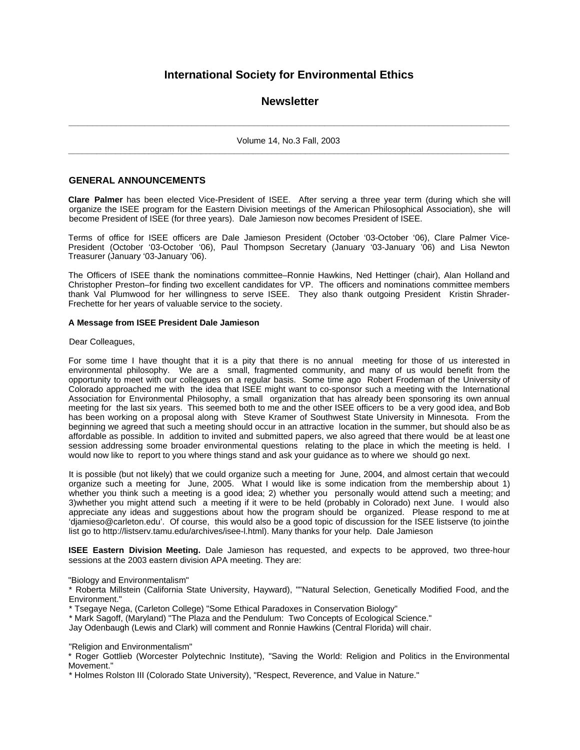# International Society for Environmental Ethics

## Newsletter

Volume 14, No.3 Fall, 2003

### GENERAL ANNOUNCEMENTS

**Clare Palmer** has been elected Vice-President of ISEE. After serving a three year term (during which she will organize the ISEE program for the Eastern Division meetings of the American Philosophical Association), she will become President of ISEE (for three years). Dale Jamieson now becomes President of ISEE.

Terms of office for ISEE officers are Dale Jamieson President (October '03-October '06), Clare Palmer Vice-President (October '03-October '06), Paul Thompson Secretary (January '03-January '06) and Lisa Newton Treasurer (January '03-January '06).

The Officers of ISEE thank the nominations committee–Ronnie Hawkins, Ned Hettinger (chair), Alan Holland and Christopher Preston–for finding two excellent candidates for VP. The officers and nominations committee members thank Val Plumwood for her willingness to serve ISEE. They also thank outgoing President Kristin Shrader-Frechette for her years of valuable service to the society.

**A Message from ISEE President Dale Jamieson**

Dear Colleagues,

For some time I have thought that it is a pity that there is no annual meeting for those of us interested in environmental philosophy. We are a small, fragmented community, and many of us would benefit from the opportunity to meet with our colleagues on a regular basis. Some time ago Robert Frodeman of the University of Colorado approached me with the idea that ISEE might want to co-sponsor such a meeting with the International Association for Environmental Philosophy, a small organization that has already been sponsoring its own annual meeting for the last six years. This seemed both to me and the other ISEE officers to be a very good idea, and Bob has been working on a proposal along with Steve Kramer of Southwest State University in Minnesota. From the beginning we agreed that such a meeting should occur in an attractive location in the summer, but should also be as affordable as possible. In addition to invited and submitted papers, we also agreed that there would be at least one session addressing some broader environmental questions relating to the place in which the meeting is held. I would now like to report to you where things stand and ask your guidance as to where we should go next.

It is possible (but not likely) that we could organize such a meeting for June, 2004, and almost certain that we could organize such a meeting for June, 2005. What I would like is some indication from the membership about 1) whether you think such a meeting is a good idea; 2) whether you personally would attend such a meeting; and 3)whether you might attend such a meeting if it were to be held (probably in Colorado) next June. I would also appreciate any ideas and suggestions about how the program should be organized. Please respond to me at 'djamieso@carleton.edu'. Of course, this would also be a good topic of discussion for the ISEE listserve (to join the list go to http://listserv.tamu.edu/archives/isee-l.html). Many thanks for your help. Dale Jamieson

**ISEE Eastern Division Meeting.** Dale Jamieson has requested, and expects to be approved, two three-hour sessions at the 2003 eastern division APA meeting. They are:

"Biology and Environmentalism"
* Roberta Millstein (California State University, Hayward), ""Natural Selection, Genetically Modified Food, and the Environment."
* Tsegaye Nega, (Carleton College) "Some Ethical Paradoxes in Conservation Biology"
* Mark Sagoff, (Maryland) "The Plaza and the Pendulum: Two Concepts of Ecological Science."
Jay Odenbaugh (Lewis and Clark) will comment and Ronnie Hawkins (Central Florida) will chair.

"Religion and Environmentalism"
* Roger Gottlieb (Worcester Polytechnic Institute), "Saving the World: Religion and Politics in the Environmental Movement."
* Holmes Rolston III (Colorado State University), "Respect, Reverence, and Value in Nature."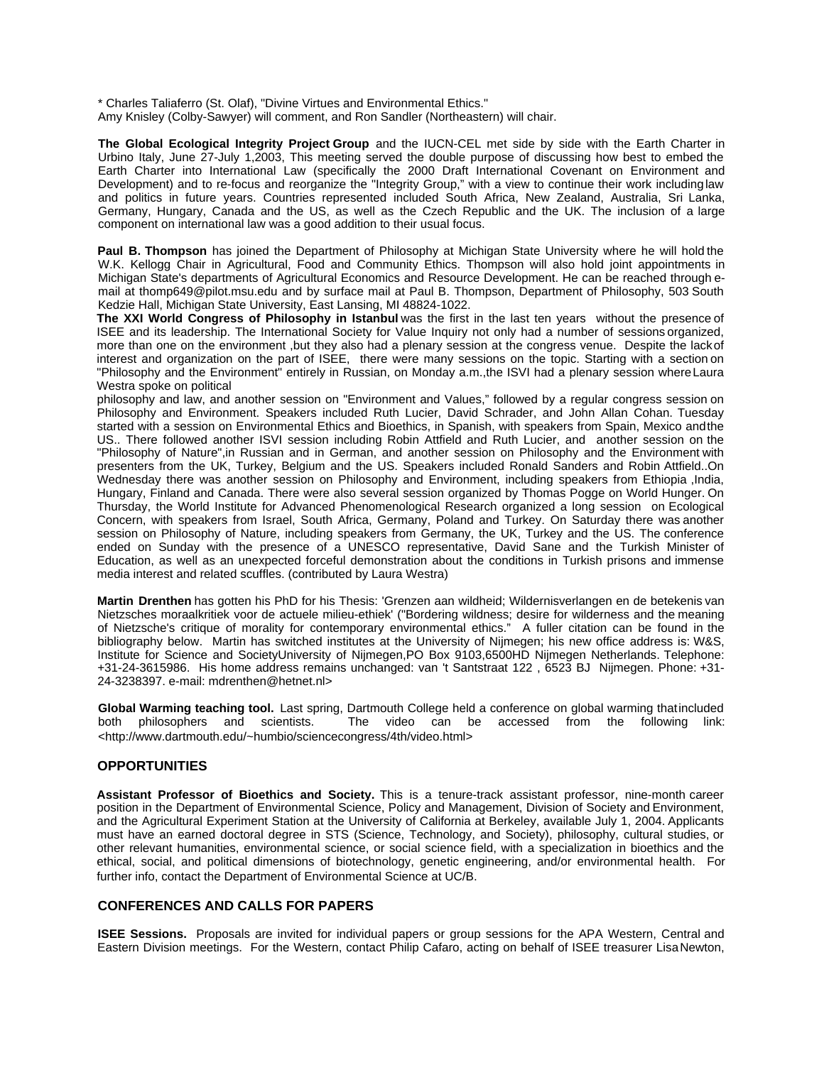* Charles Taliaferro (St. Olaf), "Divine Virtues and Environmental Ethics."
Amy Knisley (Colby-Sawyer) will comment, and Ron Sandler (Northeastern) will chair.

**The Global Ecological Integrity Project Group** and the IUCN-CEL met side by side with the Earth Charter in Urbino Italy, June 27-July 1,2003, This meeting served the double purpose of discussing how best to embed the Earth Charter into International Law (specifically the 2000 Draft International Covenant on Environment and Development) and to re-focus and reorganize the "Integrity Group," with a view to continue their work including law and politics in future years. Countries represented included South Africa, New Zealand, Australia, Sri Lanka, Germany, Hungary, Canada and the US, as well as the Czech Republic and the UK. The inclusion of a large component on international law was a good addition to their usual focus.

**Paul B. Thompson** has joined the Department of Philosophy at Michigan State University where he will hold the W.K. Kellogg Chair in Agricultural, Food and Community Ethics. Thompson will also hold joint appointments in Michigan State's departments of Agricultural Economics and Resource Development. He can be reached through e-mail at thomp649@pilot.msu.edu and by surface mail at Paul B. Thompson, Department of Philosophy, 503 South Kedzie Hall, Michigan State University, East Lansing, MI 48824-1022.

**The XXI World Congress of Philosophy in Istanbul** was the first in the last ten years without the presence of ISEE and its leadership. The International Society for Value Inquiry not only had a number of sessions organized, more than one on the environment ,but they also had a plenary session at the congress venue. Despite the lack of interest and organization on the part of ISEE, there were many sessions on the topic. Starting with a section on "Philosophy and the Environment" entirely in Russian, on Monday a.m.,the ISVI had a plenary session where Laura Westra spoke on political philosophy and law, and another session on "Environment and Values," followed by a regular congress session on Philosophy and Environment. Speakers included Ruth Lucier, David Schrader, and John Allan Cohan. Tuesday started with a session on Environmental Ethics and Bioethics, in Spanish, with speakers from Spain, Mexico and the US.. There followed another ISVI session including Robin Attfield and Ruth Lucier, and another session on the "Philosophy of Nature",in Russian and in German, and another session on Philosophy and the Environment with presenters from the UK, Turkey, Belgium and the US. Speakers included Ronald Sanders and Robin Attfield..On Wednesday there was another session on Philosophy and Environment, including speakers from Ethiopia ,India, Hungary, Finland and Canada. There were also several session organized by Thomas Pogge on World Hunger. On Thursday, the World Institute for Advanced Phenomenological Research organized a long session on Ecological Concern, with speakers from Israel, South Africa, Germany, Poland and Turkey. On Saturday there was another session on Philosophy of Nature, including speakers from Germany, the UK, Turkey and the US. The conference ended on Sunday with the presence of a UNESCO representative, David Sane and the Turkish Minister of Education, as well as an unexpected forceful demonstration about the conditions in Turkish prisons and immense media interest and related scuffles. (contributed by Laura Westra)

**Martin Drenthen** has gotten his PhD for his Thesis: 'Grenzen aan wildheid; Wildernisverlangen en de betekenis van Nietzsches moraalkritiek voor de actuele milieu-ethiek' ("Bordering wildness; desire for wilderness and the meaning of Nietzsche's critique of morality for contemporary environmental ethics." A fuller citation can be found in the bibliography below. Martin has switched institutes at the University of Nijmegen; his new office address is: W&S, Institute for Science and SocietyUniversity of Nijmegen,PO Box 9103,6500HD Nijmegen Netherlands. Telephone: +31-24-3615986. His home address remains unchanged: van 't Santstraat 122 , 6523 BJ Nijmegen. Phone: +31-24-3238397. e-mail: mdrenthen@hetnet.nl>

**Global Warming teaching tool.** Last spring, Dartmouth College held a conference on global warming that included both philosophers and scientists. The video can be accessed from the following link: <http://www.dartmouth.edu/~humbio/sciencecongress/4th/video.html>

## OPPORTUNITIES

**Assistant Professor of Bioethics and Society.** This is a tenure-track assistant professor, nine-month career position in the Department of Environmental Science, Policy and Management, Division of Society and Environment, and the Agricultural Experiment Station at the University of California at Berkeley, available July 1, 2004. Applicants must have an earned doctoral degree in STS (Science, Technology, and Society), philosophy, cultural studies, or other relevant humanities, environmental science, or social science field, with a specialization in bioethics and the ethical, social, and political dimensions of biotechnology, genetic engineering, and/or environmental health. For further info, contact the Department of Environmental Science at UC/B.

## CONFERENCES AND CALLS FOR PAPERS

**ISEE Sessions.** Proposals are invited for individual papers or group sessions for the APA Western, Central and Eastern Division meetings. For the Western, contact Philip Cafaro, acting on behalf of ISEE treasurer Lisa Newton,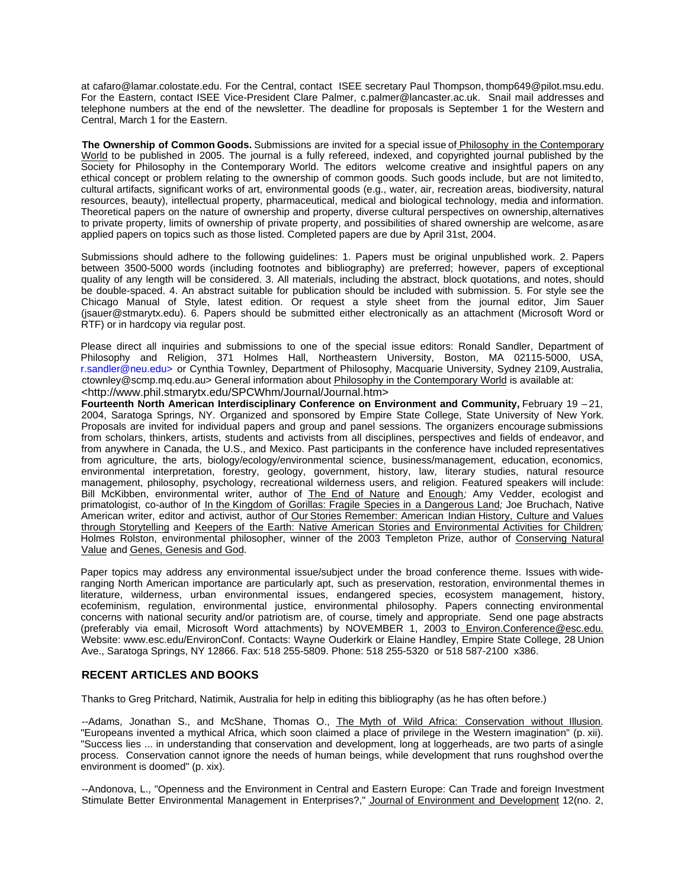at cafaro@lamar.colostate.edu. For the Central, contact ISEE secretary Paul Thompson, thomp649@pilot.msu.edu. For the Eastern, contact ISEE Vice-President Clare Palmer, c.palmer@lancaster.ac.uk. Snail mail addresses and telephone numbers at the end of the newsletter. The deadline for proposals is September 1 for the Western and Central, March 1 for the Eastern.

**The Ownership of Common Goods.** Submissions are invited for a special issue of Philosophy in the Contemporary World to be published in 2005. The journal is a fully refereed, indexed, and copyrighted journal published by the Society for Philosophy in the Contemporary World. The editors welcome creative and insightful papers on any ethical concept or problem relating to the ownership of common goods. Such goods include, but are not limited to, cultural artifacts, significant works of art, environmental goods (e.g., water, air, recreation areas, biodiversity, natural resources, beauty), intellectual property, pharmaceutical, medical and biological technology, media and information. Theoretical papers on the nature of ownership and property, diverse cultural perspectives on ownership, alternatives to private property, limits of ownership of private property, and possibilities of shared ownership are welcome, as are applied papers on topics such as those listed. Completed papers are due by April 31st, 2004.

Submissions should adhere to the following guidelines: 1. Papers must be original unpublished work. 2. Papers between 3500-5000 words (including footnotes and bibliography) are preferred; however, papers of exceptional quality of any length will be considered. 3. All materials, including the abstract, block quotations, and notes, should be double-spaced. 4. An abstract suitable for publication should be included with submission. 5. For style see the Chicago Manual of Style, latest edition. Or request a style sheet from the journal editor, Jim Sauer (jsauer@stmarytx.edu). 6. Papers should be submitted either electronically as an attachment (Microsoft Word or RTF) or in hardcopy via regular post.

Please direct all inquiries and submissions to one of the special issue editors: Ronald Sandler, Department of Philosophy and Religion, 371 Holmes Hall, Northeastern University, Boston, MA 02115-5000, USA, r.sandler@neu.edu> or Cynthia Townley, Department of Philosophy, Macquarie University, Sydney 2109, Australia, ctownley@scmp.mq.edu.au> General information about Philosophy in the Contemporary World is available at: <http://www.phil.stmarytx.edu/SPCWhm/Journal/Journal.htm>

**Fourteenth North American Interdisciplinary Conference on Environment and Community,** February 19 – 21, 2004, Saratoga Springs, NY. Organized and sponsored by Empire State College, State University of New York. Proposals are invited for individual papers and group and panel sessions. The organizers encourage submissions from scholars, thinkers, artists, students and activists from all disciplines, perspectives and fields of endeavor, and from anywhere in Canada, the U.S., and Mexico. Past participants in the conference have included representatives from agriculture, the arts, biology/ecology/environmental science, business/management, education, economics, environmental interpretation, forestry, geology, government, history, law, literary studies, natural resource management, philosophy, psychology, recreational wilderness users, and religion. Featured speakers will include: Bill McKibben, environmental writer, author of The End of Nature and Enough; Amy Vedder, ecologist and primatologist, co-author of In the Kingdom of Gorillas: Fragile Species in a Dangerous Land; Joe Bruchach, Native American writer, editor and activist, author of Our Stories Remember: American Indian History, Culture and Values through Storytelling and Keepers of the Earth: Native American Stories and Environmental Activities for Children; Holmes Rolston, environmental philosopher, winner of the 2003 Templeton Prize, author of Conserving Natural Value and Genes, Genesis and God.

Paper topics may address any environmental issue/subject under the broad conference theme. Issues with wide-ranging North American importance are particularly apt, such as preservation, restoration, environmental themes in literature, wilderness, urban environmental issues, endangered species, ecosystem management, history, ecofeminism, regulation, environmental justice, environmental philosophy. Papers connecting environmental concerns with national security and/or patriotism are, of course, timely and appropriate. Send one page abstracts (preferably via email, Microsoft Word attachments) by NOVEMBER 1, 2003 to Environ.Conference@esc.edu. Website: www.esc.edu/EnvironConf. Contacts: Wayne Ouderkirk or Elaine Handley, Empire State College, 28 Union Ave., Saratoga Springs, NY 12866. Fax: 518 255-5809. Phone: 518 255-5320 or 518 587-2100 x386.

## RECENT ARTICLES AND BOOKS

Thanks to Greg Pritchard, Natimik, Australia for help in editing this bibliography (as he has often before.)

--Adams, Jonathan S., and McShane, Thomas O., The Myth of Wild Africa: Conservation without Illusion. "Europeans invented a mythical Africa, which soon claimed a place of privilege in the Western imagination" (p. xii). "Success lies ... in understanding that conservation and development, long at loggerheads, are two parts of a single process. Conservation cannot ignore the needs of human beings, while development that runs roughshod over the environment is doomed" (p. xix).

--Andonova, L., "Openness and the Environment in Central and Eastern Europe: Can Trade and foreign Investment Stimulate Better Environmental Management in Enterprises?," Journal of Environment and Development 12(no. 2,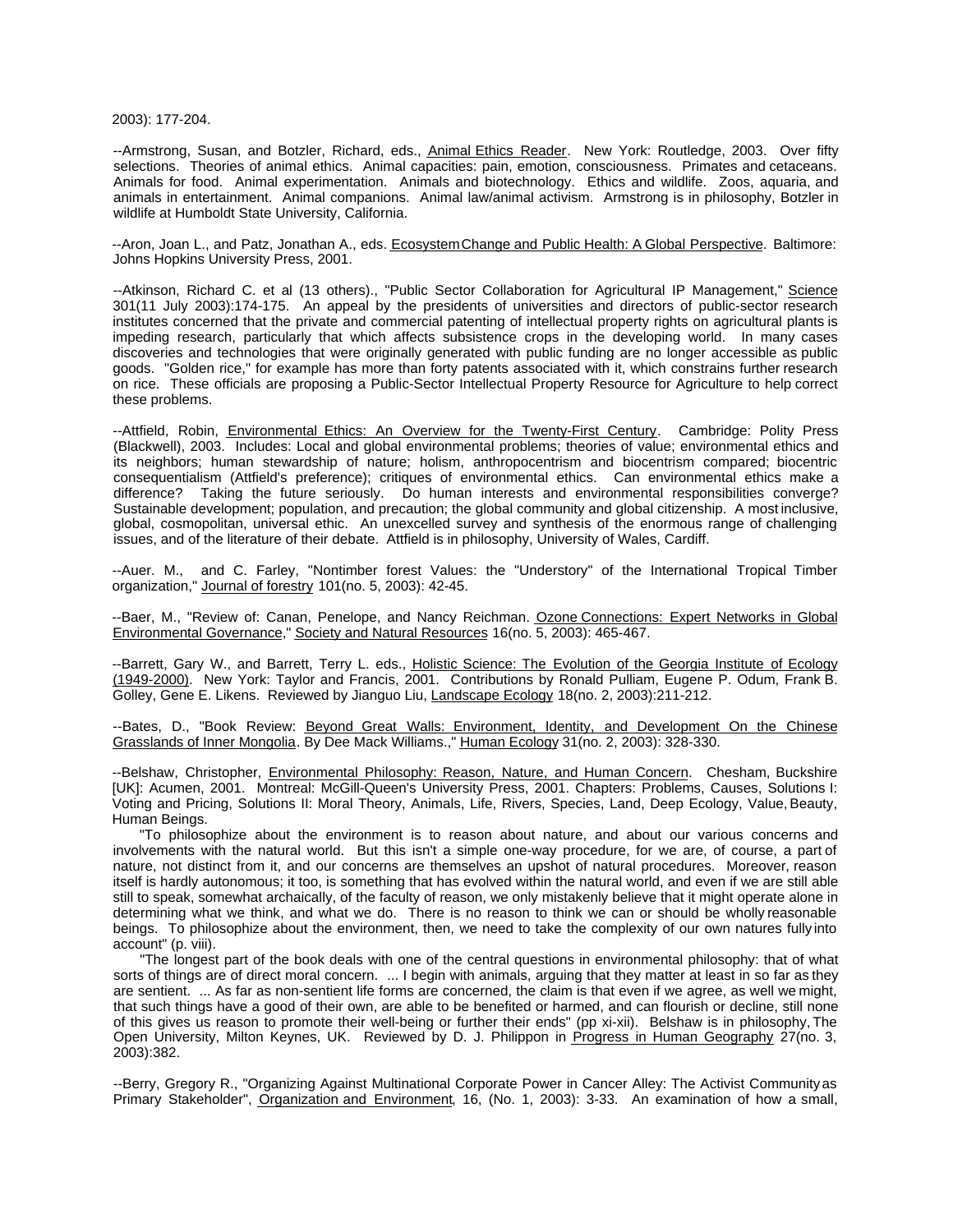2003): 177-204.

--Armstrong, Susan, and Botzler, Richard, eds., Animal Ethics Reader. New York: Routledge, 2003. Over fifty selections. Theories of animal ethics. Animal capacities: pain, emotion, consciousness. Primates and cetaceans. Animals for food. Animal experimentation. Animals and biotechnology. Ethics and wildlife. Zoos, aquaria, and animals in entertainment. Animal companions. Animal law/animal activism. Armstrong is in philosophy, Botzler in wildlife at Humboldt State University, California.

--Aron, Joan L., and Patz, Jonathan A., eds. Ecosystem Change and Public Health: A Global Perspective. Baltimore: Johns Hopkins University Press, 2001.

--Atkinson, Richard C. et al (13 others)., "Public Sector Collaboration for Agricultural IP Management," Science 301(11 July 2003):174-175. An appeal by the presidents of universities and directors of public-sector research institutes concerned that the private and commercial patenting of intellectual property rights on agricultural plants is impeding research, particularly that which affects subsistence crops in the developing world. In many cases discoveries and technologies that were originally generated with public funding are no longer accessible as public goods. "Golden rice," for example has more than forty patents associated with it, which constrains further research on rice. These officials are proposing a Public-Sector Intellectual Property Resource for Agriculture to help correct these problems.

--Attfield, Robin, Environmental Ethics: An Overview for the Twenty-First Century. Cambridge: Polity Press (Blackwell), 2003. Includes: Local and global environmental problems; theories of value; environmental ethics and its neighbors; human stewardship of nature; holism, anthropocentrism and biocentrism compared; biocentric consequentialism (Attfield's preference); critiques of environmental ethics. Can environmental ethics make a difference? Taking the future seriously. Do human interests and environmental responsibilities converge? Sustainable development; population, and precaution; the global community and global citizenship. A most inclusive, global, cosmopolitan, universal ethic. An unexcelled survey and synthesis of the enormous range of challenging issues, and of the literature of their debate. Attfield is in philosophy, University of Wales, Cardiff.

--Auer. M., and C. Farley, "Nontimber forest Values: the "Understory" of the International Tropical Timber organization," Journal of forestry 101(no. 5, 2003): 42-45.

--Baer, M., "Review of: Canan, Penelope, and Nancy Reichman. Ozone Connections: Expert Networks in Global Environmental Governance," Society and Natural Resources 16(no. 5, 2003): 465-467.

--Barrett, Gary W., and Barrett, Terry L. eds., Holistic Science: The Evolution of the Georgia Institute of Ecology (1949-2000). New York: Taylor and Francis, 2001. Contributions by Ronald Pulliam, Eugene P. Odum, Frank B. Golley, Gene E. Likens. Reviewed by Jianguo Liu, Landscape Ecology 18(no. 2, 2003):211-212.

--Bates, D., "Book Review: Beyond Great Walls: Environment, Identity, and Development On the Chinese Grasslands of Inner Mongolia. By Dee Mack Williams.," Human Ecology 31(no. 2, 2003): 328-330.

--Belshaw, Christopher, Environmental Philosophy: Reason, Nature, and Human Concern. Chesham, Buckshire [UK]: Acumen, 2001. Montreal: McGill-Queen's University Press, 2001. Chapters: Problems, Causes, Solutions I: Voting and Pricing, Solutions II: Moral Theory, Animals, Life, Rivers, Species, Land, Deep Ecology, Value, Beauty, Human Beings.

"To philosophize about the environment is to reason about nature, and about our various concerns and involvements with the natural world. But this isn't a simple one-way procedure, for we are, of course, a part of nature, not distinct from it, and our concerns are themselves an upshot of natural procedures. Moreover, reason itself is hardly autonomous; it too, is something that has evolved within the natural world, and even if we are still able still to speak, somewhat archaically, of the faculty of reason, we only mistakenly believe that it might operate alone in determining what we think, and what we do. There is no reason to think we can or should be wholly reasonable beings. To philosophize about the environment, then, we need to take the complexity of our own natures fully into account" (p. viii).

"The longest part of the book deals with one of the central questions in environmental philosophy: that of what sorts of things are of direct moral concern. ... I begin with animals, arguing that they matter at least in so far as they are sentient. ... As far as non-sentient life forms are concerned, the claim is that even if we agree, as well we might, that such things have a good of their own, are able to be benefited or harmed, and can flourish or decline, still none of this gives us reason to promote their well-being or further their ends" (pp xi-xii). Belshaw is in philosophy, The Open University, Milton Keynes, UK. Reviewed by D. J. Philippon in Progress in Human Geography 27(no. 3, 2003):382.

--Berry, Gregory R., "Organizing Against Multinational Corporate Power in Cancer Alley: The Activist Community as Primary Stakeholder", Organization and Environment, 16, (No. 1, 2003): 3-33. An examination of how a small,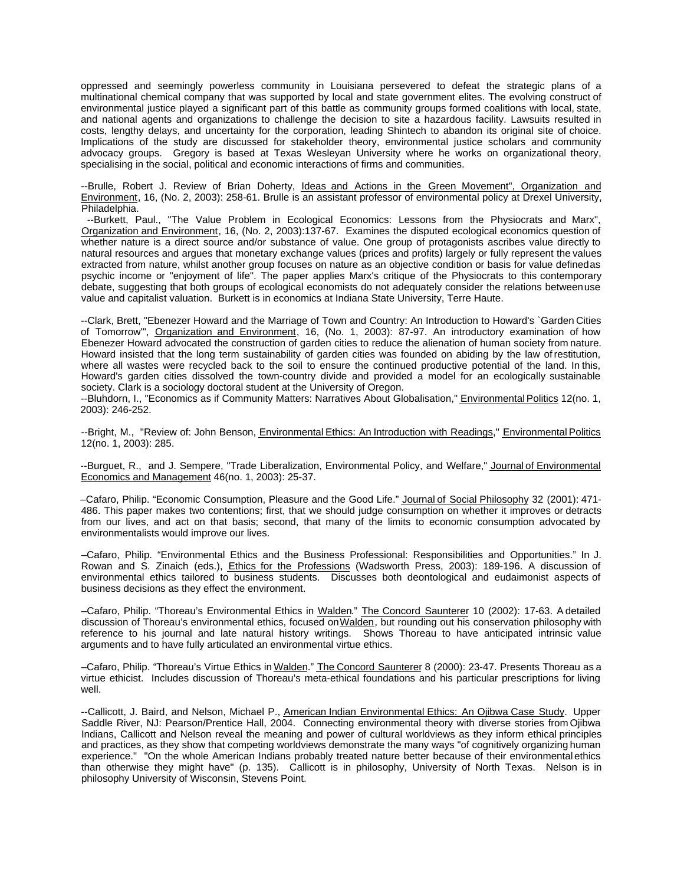oppressed and seemingly powerless community in Louisiana persevered to defeat the strategic plans of a multinational chemical company that was supported by local and state government elites. The evolving construct of environmental justice played a significant part of this battle as community groups formed coalitions with local, state, and national agents and organizations to challenge the decision to site a hazardous facility. Lawsuits resulted in costs, lengthy delays, and uncertainty for the corporation, leading Shintech to abandon its original site of choice. Implications of the study are discussed for stakeholder theory, environmental justice scholars and community advocacy groups. Gregory is based at Texas Wesleyan University where he works on organizational theory, specialising in the social, political and economic interactions of firms and communities.

--Brulle, Robert J. Review of Brian Doherty, Ideas and Actions in the Green Movement", Organization and Environment, 16, (No. 2, 2003): 258-61. Brulle is an assistant professor of environmental policy at Drexel University, Philadelphia.

--Burkett, Paul., "The Value Problem in Ecological Economics: Lessons from the Physiocrats and Marx", Organization and Environment, 16, (No. 2, 2003):137-67. Examines the disputed ecological economics question of whether nature is a direct source and/or substance of value. One group of protagonists ascribes value directly to natural resources and argues that monetary exchange values (prices and profits) largely or fully represent the values extracted from nature, whilst another group focuses on nature as an objective condition or basis for value defined as psychic income or "enjoyment of life". The paper applies Marx's critique of the Physiocrats to this contemporary debate, suggesting that both groups of ecological economists do not adequately consider the relations between use value and capitalist valuation. Burkett is in economics at Indiana State University, Terre Haute.

--Clark, Brett, "Ebenezer Howard and the Marriage of Town and Country: An Introduction to Howard's `Garden Cities of Tomorrow'", Organization and Environment, 16, (No. 1, 2003): 87-97. An introductory examination of how Ebenezer Howard advocated the construction of garden cities to reduce the alienation of human society from nature. Howard insisted that the long term sustainability of garden cities was founded on abiding by the law of restitution, where all wastes were recycled back to the soil to ensure the continued productive potential of the land. In this, Howard's garden cities dissolved the town-country divide and provided a model for an ecologically sustainable society. Clark is a sociology doctoral student at the University of Oregon.

--Bluhdorn, I., "Economics as if Community Matters: Narratives About Globalisation," Environmental Politics 12(no. 1, 2003): 246-252.

--Bright, M., "Review of: John Benson, Environmental Ethics: An Introduction with Readings," Environmental Politics 12(no. 1, 2003): 285.

--Burguet, R., and J. Sempere, "Trade Liberalization, Environmental Policy, and Welfare," Journal of Environmental Economics and Management 46(no. 1, 2003): 25-37.

–Cafaro, Philip. "Economic Consumption, Pleasure and the Good Life." Journal of Social Philosophy 32 (2001): 471-486. This paper makes two contentions; first, that we should judge consumption on whether it improves or detracts from our lives, and act on that basis; second, that many of the limits to economic consumption advocated by environmentalists would improve our lives.

–Cafaro, Philip. "Environmental Ethics and the Business Professional: Responsibilities and Opportunities." In J. Rowan and S. Zinaich (eds.), Ethics for the Professions (Wadsworth Press, 2003): 189-196. A discussion of environmental ethics tailored to business students. Discusses both deontological and eudaimonist aspects of business decisions as they effect the environment.

–Cafaro, Philip. "Thoreau's Environmental Ethics in Walden." The Concord Saunterer 10 (2002): 17-63. A detailed discussion of Thoreau's environmental ethics, focused on Walden, but rounding out his conservation philosophy with reference to his journal and late natural history writings. Shows Thoreau to have anticipated intrinsic value arguments and to have fully articulated an environmental virtue ethics.

–Cafaro, Philip. "Thoreau's Virtue Ethics in Walden." The Concord Saunterer 8 (2000): 23-47. Presents Thoreau as a virtue ethicist. Includes discussion of Thoreau's meta-ethical foundations and his particular prescriptions for living well.

--Callicott, J. Baird, and Nelson, Michael P., American Indian Environmental Ethics: An Ojibwa Case Study. Upper Saddle River, NJ: Pearson/Prentice Hall, 2004. Connecting environmental theory with diverse stories from Ojibwa Indians, Callicott and Nelson reveal the meaning and power of cultural worldviews as they inform ethical principles and practices, as they show that competing worldviews demonstrate the many ways "of cognitively organizing human experience." "On the whole American Indians probably treated nature better because of their environmental ethics than otherwise they might have" (p. 135). Callicott is in philosophy, University of North Texas. Nelson is in philosophy University of Wisconsin, Stevens Point.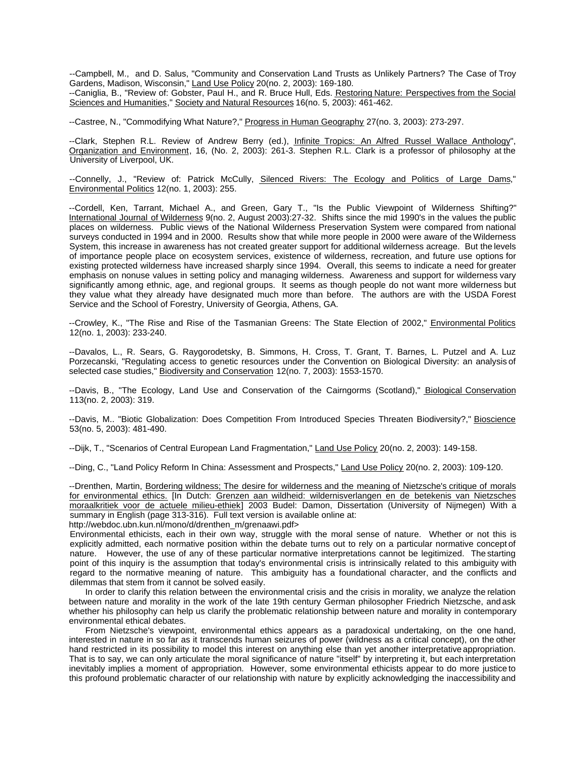--Campbell, M., and D. Salus, "Community and Conservation Land Trusts as Unlikely Partners? The Case of Troy Gardens, Madison, Wisconsin," Land Use Policy 20(no. 2, 2003): 169-180.

--Caniglia, B., "Review of: Gobster, Paul H., and R. Bruce Hull, Eds. Restoring Nature: Perspectives from the Social Sciences and Humanities," Society and Natural Resources 16(no. 5, 2003): 461-462.

--Castree, N., "Commodifying What Nature?," Progress in Human Geography 27(no. 3, 2003): 273-297.

--Clark, Stephen R.L. Review of Andrew Berry (ed.), Infinite Tropics: An Alfred Russel Wallace Anthology", Organization and Environment, 16, (No. 2, 2003): 261-3. Stephen R.L. Clark is a professor of philosophy at the University of Liverpool, UK.

--Connelly, J., "Review of: Patrick McCully, Silenced Rivers: The Ecology and Politics of Large Dams," Environmental Politics 12(no. 1, 2003): 255.

--Cordell, Ken, Tarrant, Michael A., and Green, Gary T., "Is the Public Viewpoint of Wilderness Shifting?" International Journal of Wilderness 9(no. 2, August 2003):27-32. Shifts since the mid 1990's in the values the public places on wilderness. Public views of the National Wilderness Preservation System were compared from national surveys conducted in 1994 and in 2000. Results show that while more people in 2000 were aware of the Wilderness System, this increase in awareness has not created greater support for additional wilderness acreage. But the levels of importance people place on ecosystem services, existence of wilderness, recreation, and future use options for existing protected wilderness have increased sharply since 1994. Overall, this seems to indicate a need for greater emphasis on nonuse values in setting policy and managing wilderness. Awareness and support for wilderness vary significantly among ethnic, age, and regional groups. It seems as though people do not want more wilderness but they value what they already have designated much more than before. The authors are with the USDA Forest Service and the School of Forestry, University of Georgia, Athens, GA.

--Crowley, K., "The Rise and Rise of the Tasmanian Greens: The State Election of 2002," Environmental Politics 12(no. 1, 2003): 233-240.

--Davalos, L., R. Sears, G. Raygorodetsky, B. Simmons, H. Cross, T. Grant, T. Barnes, L. Putzel and A. Luz Porzecanski, "Regulating access to genetic resources under the Convention on Biological Diversity: an analysis of selected case studies," Biodiversity and Conservation 12(no. 7, 2003): 1553-1570.

--Davis, B., "The Ecology, Land Use and Conservation of the Cairngorms (Scotland)," Biological Conservation 113(no. 2, 2003): 319.

--Davis, M.. "Biotic Globalization: Does Competition From Introduced Species Threaten Biodiversity?," Bioscience 53(no. 5, 2003): 481-490.

--Dijk, T., "Scenarios of Central European Land Fragmentation," Land Use Policy 20(no. 2, 2003): 149-158.

--Ding, C., "Land Policy Reform In China: Assessment and Prospects," Land Use Policy 20(no. 2, 2003): 109-120.

--Drenthen, Martin, Bordering wildness; The desire for wilderness and the meaning of Nietzsche's critique of morals for environmental ethics. [In Dutch: Grenzen aan wildheid: wildernisverlangen en de betekenis van Nietzsches moraalkritiek voor de actuele milieu-ethiek] 2003 Budel: Damon, Dissertation (University of Nijmegen) With a summary in English (page 313-316). Full text version is available online at:
http://webdoc.ubn.kun.nl/mono/d/drenthen_m/grenaawi.pdf>

Environmental ethicists, each in their own way, struggle with the moral sense of nature. Whether or not this is explicitly admitted, each normative position within the debate turns out to rely on a particular normative concept of nature. However, the use of any of these particular normative interpretations cannot be legitimized. The starting point of this inquiry is the assumption that today's environmental crisis is intrinsically related to this ambiguity with regard to the normative meaning of nature. This ambiguity has a foundational character, and the conflicts and dilemmas that stem from it cannot be solved easily.

In order to clarify this relation between the environmental crisis and the crisis in morality, we analyze the relation between nature and morality in the work of the late 19th century German philosopher Friedrich Nietzsche, and ask whether his philosophy can help us clarify the problematic relationship between nature and morality in contemporary environmental ethical debates.

From Nietzsche's viewpoint, environmental ethics appears as a paradoxical undertaking, on the one hand, interested in nature in so far as it transcends human seizures of power (wildness as a critical concept), on the other hand restricted in its possibility to model this interest on anything else than yet another interpretative appropriation. That is to say, we can only articulate the moral significance of nature "itself" by interpreting it, but each interpretation inevitably implies a moment of appropriation. However, some environmental ethicists appear to do more justice to this profound problematic character of our relationship with nature by explicitly acknowledging the inaccessibility and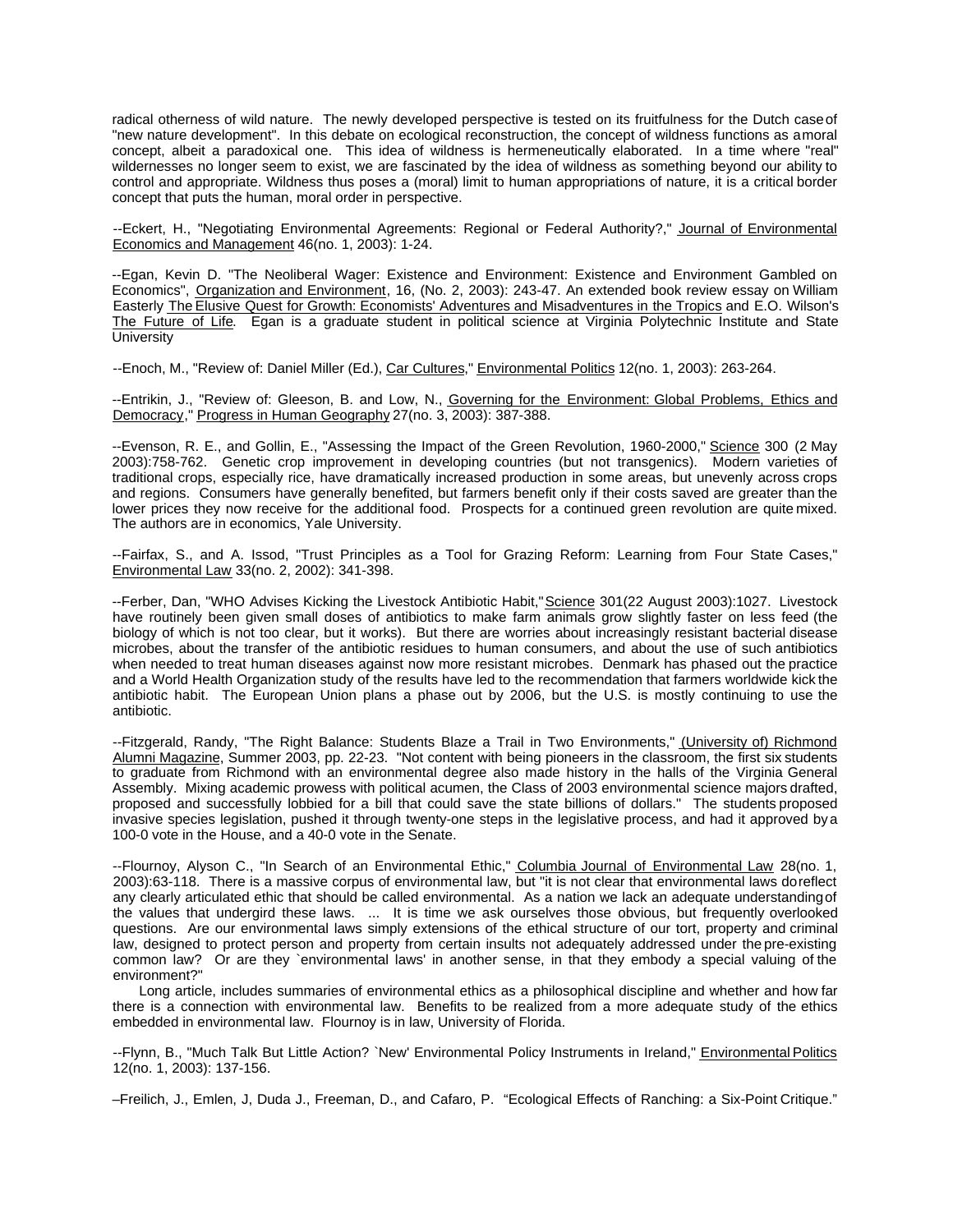radical otherness of wild nature. The newly developed perspective is tested on its fruitfulness for the Dutch case of "new nature development". In this debate on ecological reconstruction, the concept of wildness functions as a moral concept, albeit a paradoxical one. This idea of wildness is hermeneutically elaborated. In a time where "real" wildernesses no longer seem to exist, we are fascinated by the idea of wildness as something beyond our ability to control and appropriate. Wildness thus poses a (moral) limit to human appropriations of nature, it is a critical border concept that puts the human, moral order in perspective.

--Eckert, H., "Negotiating Environmental Agreements: Regional or Federal Authority?," Journal of Environmental Economics and Management 46(no. 1, 2003): 1-24.

--Egan, Kevin D. "The Neoliberal Wager: Existence and Environment: Existence and Environment Gambled on Economics", Organization and Environment, 16, (No. 2, 2003): 243-47. An extended book review essay on William Easterly The Elusive Quest for Growth: Economists' Adventures and Misadventures in the Tropics and E.O. Wilson's The Future of Life. Egan is a graduate student in political science at Virginia Polytechnic Institute and State University

--Enoch, M., "Review of: Daniel Miller (Ed.), Car Cultures," Environmental Politics 12(no. 1, 2003): 263-264.

--Entrikin, J., "Review of: Gleeson, B. and Low, N., Governing for the Environment: Global Problems, Ethics and Democracy," Progress in Human Geography 27(no. 3, 2003): 387-388.

--Evenson, R. E., and Gollin, E., "Assessing the Impact of the Green Revolution, 1960-2000," Science 300 (2 May 2003):758-762. Genetic crop improvement in developing countries (but not transgenics). Modern varieties of traditional crops, especially rice, have dramatically increased production in some areas, but unevenly across crops and regions. Consumers have generally benefited, but farmers benefit only if their costs saved are greater than the lower prices they now receive for the additional food. Prospects for a continued green revolution are quite mixed. The authors are in economics, Yale University.

--Fairfax, S., and A. Issod, "Trust Principles as a Tool for Grazing Reform: Learning from Four State Cases," Environmental Law 33(no. 2, 2002): 341-398.

--Ferber, Dan, "WHO Advises Kicking the Livestock Antibiotic Habit," Science 301(22 August 2003):1027. Livestock have routinely been given small doses of antibiotics to make farm animals grow slightly faster on less feed (the biology of which is not too clear, but it works). But there are worries about increasingly resistant bacterial disease microbes, about the transfer of the antibiotic residues to human consumers, and about the use of such antibiotics when needed to treat human diseases against now more resistant microbes. Denmark has phased out the practice and a World Health Organization study of the results have led to the recommendation that farmers worldwide kick the antibiotic habit. The European Union plans a phase out by 2006, but the U.S. is mostly continuing to use the antibiotic.

--Fitzgerald, Randy, "The Right Balance: Students Blaze a Trail in Two Environments," (University of) Richmond Alumni Magazine, Summer 2003, pp. 22-23. "Not content with being pioneers in the classroom, the first six students to graduate from Richmond with an environmental degree also made history in the halls of the Virginia General Assembly. Mixing academic prowess with political acumen, the Class of 2003 environmental science majors drafted, proposed and successfully lobbied for a bill that could save the state billions of dollars." The students proposed invasive species legislation, pushed it through twenty-one steps in the legislative process, and had it approved by a 100-0 vote in the House, and a 40-0 vote in the Senate.

--Flournoy, Alyson C., "In Search of an Environmental Ethic," Columbia Journal of Environmental Law 28(no. 1, 2003):63-118. There is a massive corpus of environmental law, but "it is not clear that environmental laws do reflect any clearly articulated ethic that should be called environmental. As a nation we lack an adequate understanding of the values that undergird these laws. ... It is time we ask ourselves those obvious, but frequently overlooked questions. Are our environmental laws simply extensions of the ethical structure of our tort, property and criminal law, designed to protect person and property from certain insults not adequately addressed under the pre-existing common law? Or are they `environmental laws' in another sense, in that they embody a special valuing of the environment?"

Long article, includes summaries of environmental ethics as a philosophical discipline and whether and how far there is a connection with environmental law. Benefits to be realized from a more adequate study of the ethics embedded in environmental law. Flournoy is in law, University of Florida.

--Flynn, B., "Much Talk But Little Action? `New' Environmental Policy Instruments in Ireland," Environmental Politics 12(no. 1, 2003): 137-156.

–Freilich, J., Emlen, J, Duda J., Freeman, D., and Cafaro, P. "Ecological Effects of Ranching: a Six-Point Critique."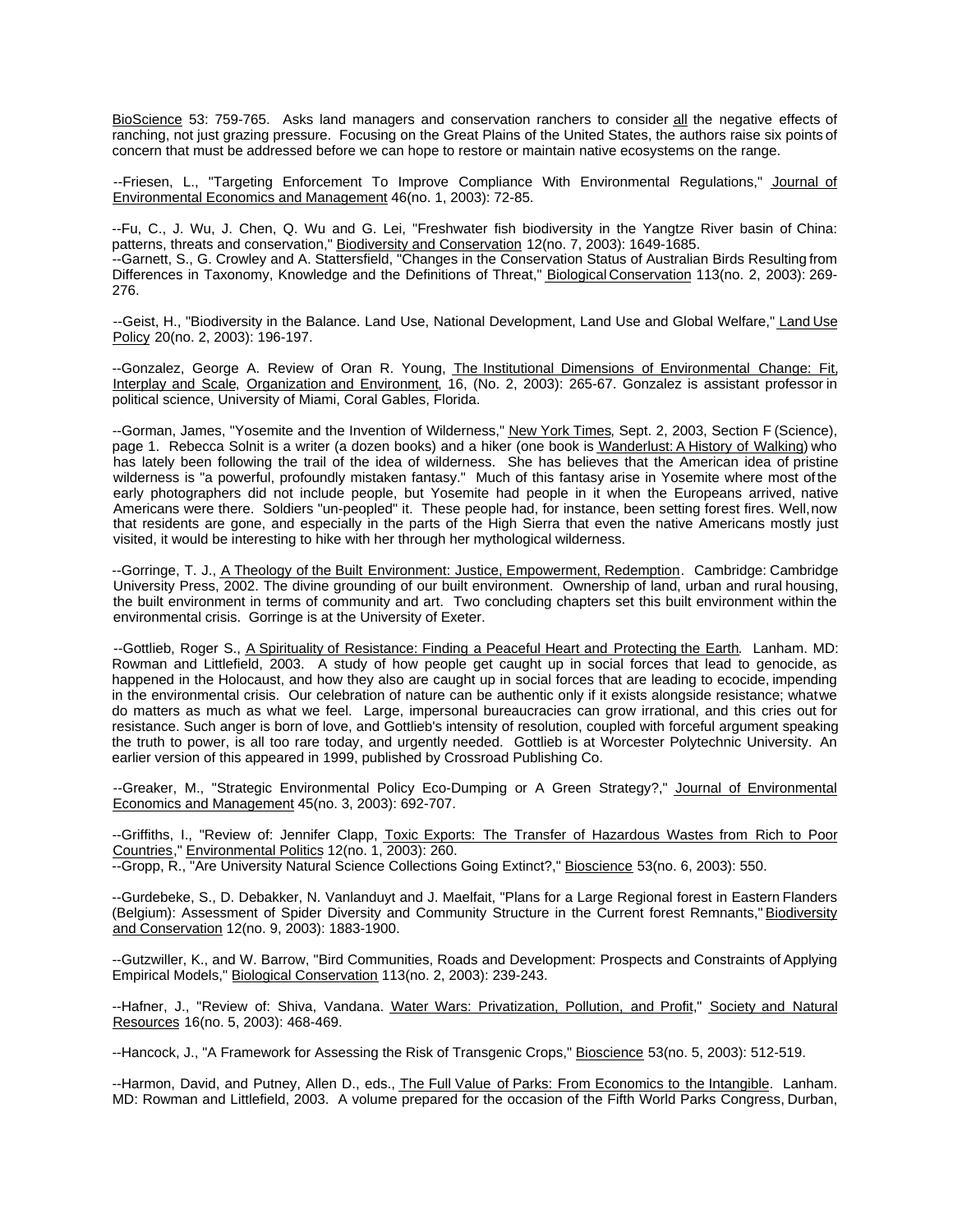BioScience 53: 759-765. Asks land managers and conservation ranchers to consider all the negative effects of ranching, not just grazing pressure. Focusing on the Great Plains of the United States, the authors raise six points of concern that must be addressed before we can hope to restore or maintain native ecosystems on the range.

--Friesen, L., "Targeting Enforcement To Improve Compliance With Environmental Regulations," Journal of Environmental Economics and Management 46(no. 1, 2003): 72-85.

--Fu, C., J. Wu, J. Chen, Q. Wu and G. Lei, "Freshwater fish biodiversity in the Yangtze River basin of China: patterns, threats and conservation," Biodiversity and Conservation 12(no. 7, 2003): 1649-1685.

--Garnett, S., G. Crowley and A. Stattersfield, "Changes in the Conservation Status of Australian Birds Resulting from Differences in Taxonomy, Knowledge and the Definitions of Threat," Biological Conservation 113(no. 2, 2003): 269-276.

--Geist, H., "Biodiversity in the Balance. Land Use, National Development, Land Use and Global Welfare," Land Use Policy 20(no. 2, 2003): 196-197.

--Gonzalez, George A. Review of Oran R. Young, The Institutional Dimensions of Environmental Change: Fit, Interplay and Scale, Organization and Environment, 16, (No. 2, 2003): 265-67. Gonzalez is assistant professor in political science, University of Miami, Coral Gables, Florida.

--Gorman, James, "Yosemite and the Invention of Wilderness," New York Times, Sept. 2, 2003, Section F (Science), page 1. Rebecca Solnit is a writer (a dozen books) and a hiker (one book is Wanderlust: A History of Walking) who has lately been following the trail of the idea of wilderness. She has believes that the American idea of pristine wilderness is "a powerful, profoundly mistaken fantasy." Much of this fantasy arise in Yosemite where most of the early photographers did not include people, but Yosemite had people in it when the Europeans arrived, native Americans were there. Soldiers "un-peopled" it. These people had, for instance, been setting forest fires. Well, now that residents are gone, and especially in the parts of the High Sierra that even the native Americans mostly just visited, it would be interesting to hike with her through her mythological wilderness.

--Gorringe, T. J., A Theology of the Built Environment: Justice, Empowerment, Redemption. Cambridge: Cambridge University Press, 2002. The divine grounding of our built environment. Ownership of land, urban and rural housing, the built environment in terms of community and art. Two concluding chapters set this built environment within the environmental crisis. Gorringe is at the University of Exeter.

--Gottlieb, Roger S., A Spirituality of Resistance: Finding a Peaceful Heart and Protecting the Earth. Lanham. MD: Rowman and Littlefield, 2003. A study of how people get caught up in social forces that lead to genocide, as happened in the Holocaust, and how they also are caught up in social forces that are leading to ecocide, impending in the environmental crisis. Our celebration of nature can be authentic only if it exists alongside resistance; what we do matters as much as what we feel. Large, impersonal bureaucracies can grow irrational, and this cries out for resistance. Such anger is born of love, and Gottlieb's intensity of resolution, coupled with forceful argument speaking the truth to power, is all too rare today, and urgently needed. Gottlieb is at Worcester Polytechnic University. An earlier version of this appeared in 1999, published by Crossroad Publishing Co.

--Greaker, M., "Strategic Environmental Policy Eco-Dumping or A Green Strategy?," Journal of Environmental Economics and Management 45(no. 3, 2003): 692-707.

--Griffiths, I., "Review of: Jennifer Clapp, Toxic Exports: The Transfer of Hazardous Wastes from Rich to Poor Countries," Environmental Politics 12(no. 1, 2003): 260.

--Gropp, R., "Are University Natural Science Collections Going Extinct?," Bioscience 53(no. 6, 2003): 550.

--Gurdebeke, S., D. Debakker, N. Vanlanduyt and J. Maelfait, "Plans for a Large Regional forest in Eastern Flanders (Belgium): Assessment of Spider Diversity and Community Structure in the Current forest Remnants," Biodiversity and Conservation 12(no. 9, 2003): 1883-1900.

--Gutzwiller, K., and W. Barrow, "Bird Communities, Roads and Development: Prospects and Constraints of Applying Empirical Models," Biological Conservation 113(no. 2, 2003): 239-243.

--Hafner, J., "Review of: Shiva, Vandana. Water Wars: Privatization, Pollution, and Profit," Society and Natural Resources 16(no. 5, 2003): 468-469.

--Hancock, J., "A Framework for Assessing the Risk of Transgenic Crops," Bioscience 53(no. 5, 2003): 512-519.

--Harmon, David, and Putney, Allen D., eds., The Full Value of Parks: From Economics to the Intangible. Lanham. MD: Rowman and Littlefield, 2003. A volume prepared for the occasion of the Fifth World Parks Congress, Durban,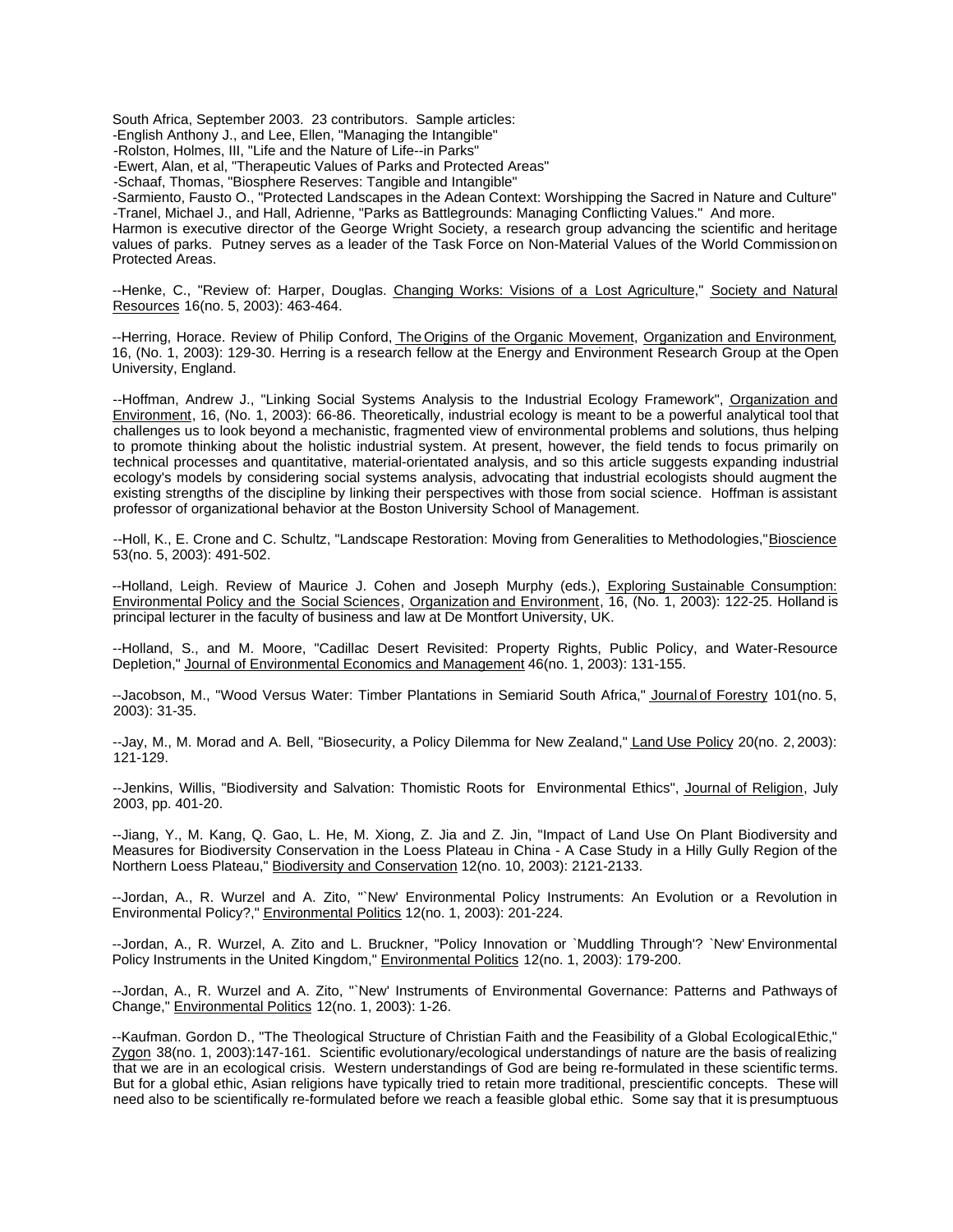South Africa, September 2003. 23 contributors. Sample articles:
-English Anthony J., and Lee, Ellen, "Managing the Intangible"
-Rolston, Holmes, III, "Life and the Nature of Life--in Parks"
-Ewert, Alan, et al, "Therapeutic Values of Parks and Protected Areas"
-Schaaf, Thomas, "Biosphere Reserves: Tangible and Intangible"
-Sarmiento, Fausto O., "Protected Landscapes in the Adean Context: Worshipping the Sacred in Nature and Culture"
-Tranel, Michael J., and Hall, Adrienne, "Parks as Battlegrounds: Managing Conflicting Values." And more.
Harmon is executive director of the George Wright Society, a research group advancing the scientific and heritage values of parks. Putney serves as a leader of the Task Force on Non-Material Values of the World Commission on Protected Areas.

--Henke, C., "Review of: Harper, Douglas. Changing Works: Visions of a Lost Agriculture," Society and Natural Resources 16(no. 5, 2003): 463-464.

--Herring, Horace. Review of Philip Conford, The Origins of the Organic Movement, Organization and Environment, 16, (No. 1, 2003): 129-30. Herring is a research fellow at the Energy and Environment Research Group at the Open University, England.

--Hoffman, Andrew J., "Linking Social Systems Analysis to the Industrial Ecology Framework", Organization and Environment, 16, (No. 1, 2003): 66-86. Theoretically, industrial ecology is meant to be a powerful analytical tool that challenges us to look beyond a mechanistic, fragmented view of environmental problems and solutions, thus helping to promote thinking about the holistic industrial system. At present, however, the field tends to focus primarily on technical processes and quantitative, material-orientated analysis, and so this article suggests expanding industrial ecology's models by considering social systems analysis, advocating that industrial ecologists should augment the existing strengths of the discipline by linking their perspectives with those from social science. Hoffman is assistant professor of organizational behavior at the Boston University School of Management.

--Holl, K., E. Crone and C. Schultz, "Landscape Restoration: Moving from Generalities to Methodologies,"Bioscience 53(no. 5, 2003): 491-502.

--Holland, Leigh. Review of Maurice J. Cohen and Joseph Murphy (eds.), Exploring Sustainable Consumption: Environmental Policy and the Social Sciences, Organization and Environment, 16, (No. 1, 2003): 122-25. Holland is principal lecturer in the faculty of business and law at De Montfort University, UK.

--Holland, S., and M. Moore, "Cadillac Desert Revisited: Property Rights, Public Policy, and Water-Resource Depletion," Journal of Environmental Economics and Management 46(no. 1, 2003): 131-155.

--Jacobson, M., "Wood Versus Water: Timber Plantations in Semiarid South Africa," Journal of Forestry 101(no. 5, 2003): 31-35.

--Jay, M., M. Morad and A. Bell, "Biosecurity, a Policy Dilemma for New Zealand," Land Use Policy 20(no. 2, 2003): 121-129.

--Jenkins, Willis, "Biodiversity and Salvation: Thomistic Roots for Environmental Ethics", Journal of Religion, July 2003, pp. 401-20.

--Jiang, Y., M. Kang, Q. Gao, L. He, M. Xiong, Z. Jia and Z. Jin, "Impact of Land Use On Plant Biodiversity and Measures for Biodiversity Conservation in the Loess Plateau in China - A Case Study in a Hilly Gully Region of the Northern Loess Plateau," Biodiversity and Conservation 12(no. 10, 2003): 2121-2133.

--Jordan, A., R. Wurzel and A. Zito, "`New' Environmental Policy Instruments: An Evolution or a Revolution in Environmental Policy?," Environmental Politics 12(no. 1, 2003): 201-224.

--Jordan, A., R. Wurzel, A. Zito and L. Bruckner, "Policy Innovation or `Muddling Through'? `New' Environmental Policy Instruments in the United Kingdom," Environmental Politics 12(no. 1, 2003): 179-200.

--Jordan, A., R. Wurzel and A. Zito, "`New' Instruments of Environmental Governance: Patterns and Pathways of Change," Environmental Politics 12(no. 1, 2003): 1-26.

--Kaufman. Gordon D., "The Theological Structure of Christian Faith and the Feasibility of a Global Ecological Ethic," Zygon 38(no. 1, 2003):147-161. Scientific evolutionary/ecological understandings of nature are the basis of realizing that we are in an ecological crisis. Western understandings of God are being re-formulated in these scientific terms. But for a global ethic, Asian religions have typically tried to retain more traditional, prescientific concepts. These will need also to be scientifically re-formulated before we reach a feasible global ethic. Some say that it is presumptuous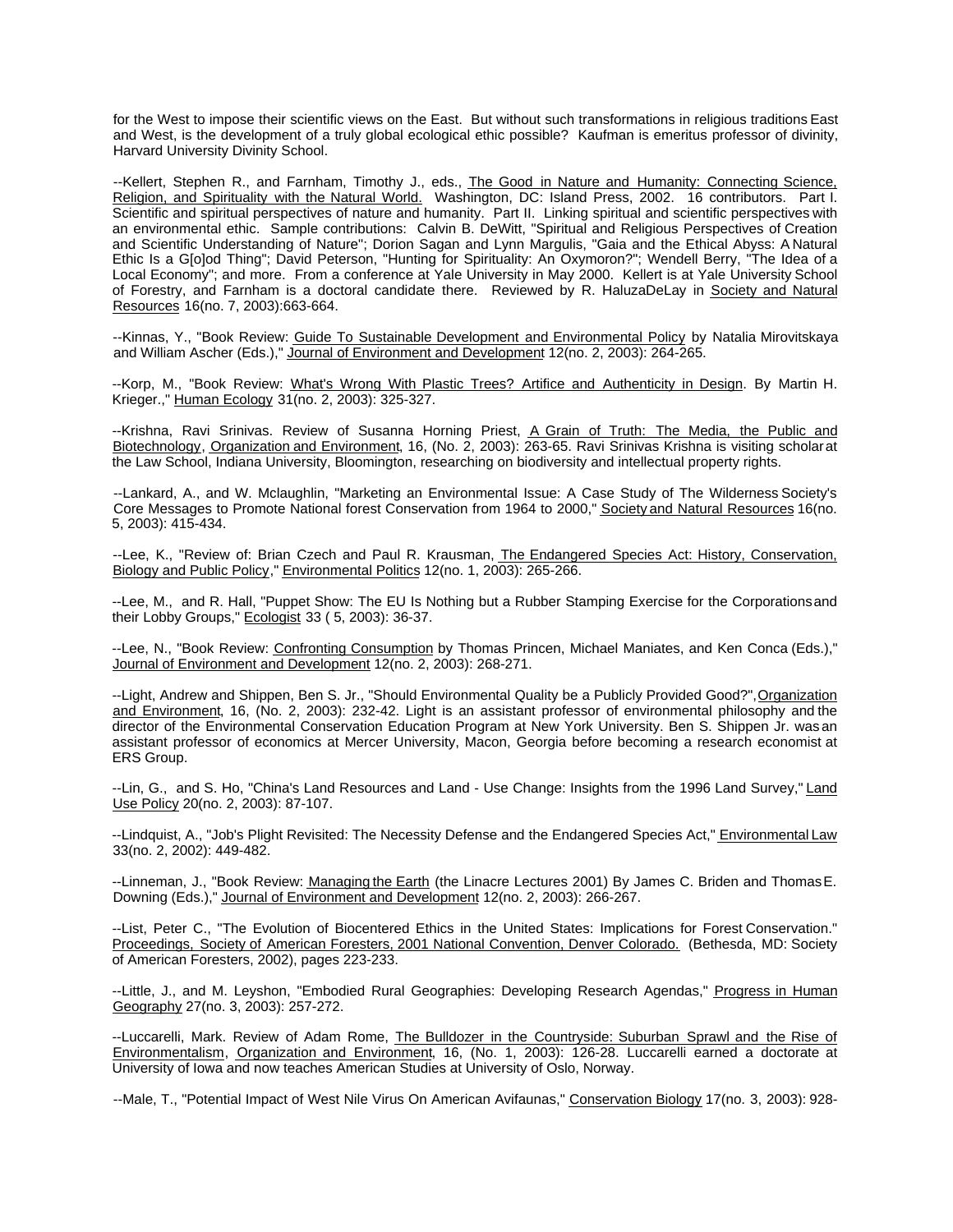for the West to impose their scientific views on the East. But without such transformations in religious traditions East and West, is the development of a truly global ecological ethic possible? Kaufman is emeritus professor of divinity, Harvard University Divinity School.

--Kellert, Stephen R., and Farnham, Timothy J., eds., The Good in Nature and Humanity: Connecting Science, Religion, and Spirituality with the Natural World. Washington, DC: Island Press, 2002. 16 contributors. Part I. Scientific and spiritual perspectives of nature and humanity. Part II. Linking spiritual and scientific perspectives with an environmental ethic. Sample contributions: Calvin B. DeWitt, "Spiritual and Religious Perspectives of Creation and Scientific Understanding of Nature"; Dorion Sagan and Lynn Margulis, "Gaia and the Ethical Abyss: A Natural Ethic Is a G[o]od Thing"; David Peterson, "Hunting for Spirituality: An Oxymoron?"; Wendell Berry, "The Idea of a Local Economy"; and more. From a conference at Yale University in May 2000. Kellert is at Yale University School of Forestry, and Farnham is a doctoral candidate there. Reviewed by R. HaluzaDeLay in Society and Natural Resources 16(no. 7, 2003):663-664.

--Kinnas, Y., "Book Review: Guide To Sustainable Development and Environmental Policy by Natalia Mirovitskaya and William Ascher (Eds.)," Journal of Environment and Development 12(no. 2, 2003): 264-265.

--Korp, M., "Book Review: What's Wrong With Plastic Trees? Artifice and Authenticity in Design. By Martin H. Krieger.," Human Ecology 31(no. 2, 2003): 325-327.

--Krishna, Ravi Srinivas. Review of Susanna Horning Priest, A Grain of Truth: The Media, the Public and Biotechnology, Organization and Environment, 16, (No. 2, 2003): 263-65. Ravi Srinivas Krishna is visiting scholar at the Law School, Indiana University, Bloomington, researching on biodiversity and intellectual property rights.

--Lankard, A., and W. Mclaughlin, "Marketing an Environmental Issue: A Case Study of The Wilderness Society's Core Messages to Promote National forest Conservation from 1964 to 2000," Society and Natural Resources 16(no. 5, 2003): 415-434.

--Lee, K., "Review of: Brian Czech and Paul R. Krausman, The Endangered Species Act: History, Conservation, Biology and Public Policy," Environmental Politics 12(no. 1, 2003): 265-266.

--Lee, M., and R. Hall, "Puppet Show: The EU Is Nothing but a Rubber Stamping Exercise for the Corporations and their Lobby Groups," Ecologist 33 ( 5, 2003): 36-37.

--Lee, N., "Book Review: Confronting Consumption by Thomas Princen, Michael Maniates, and Ken Conca (Eds.)," Journal of Environment and Development 12(no. 2, 2003): 268-271.

--Light, Andrew and Shippen, Ben S. Jr., "Should Environmental Quality be a Publicly Provided Good?", Organization and Environment, 16, (No. 2, 2003): 232-42. Light is an assistant professor of environmental philosophy and the director of the Environmental Conservation Education Program at New York University. Ben S. Shippen Jr. was an assistant professor of economics at Mercer University, Macon, Georgia before becoming a research economist at ERS Group.

--Lin, G., and S. Ho, "China's Land Resources and Land - Use Change: Insights from the 1996 Land Survey," Land Use Policy 20(no. 2, 2003): 87-107.

--Lindquist, A., "Job's Plight Revisited: The Necessity Defense and the Endangered Species Act," Environmental Law 33(no. 2, 2002): 449-482.

--Linneman, J., "Book Review: Managing the Earth (the Linacre Lectures 2001) By James C. Briden and Thomas E. Downing (Eds.)," Journal of Environment and Development 12(no. 2, 2003): 266-267.

--List, Peter C., "The Evolution of Biocentered Ethics in the United States: Implications for Forest Conservation." Proceedings, Society of American Foresters, 2001 National Convention, Denver Colorado. (Bethesda, MD: Society of American Foresters, 2002), pages 223-233.

--Little, J., and M. Leyshon, "Embodied Rural Geographies: Developing Research Agendas," Progress in Human Geography 27(no. 3, 2003): 257-272.

--Luccarelli, Mark. Review of Adam Rome, The Bulldozer in the Countryside: Suburban Sprawl and the Rise of Environmentalism, Organization and Environment, 16, (No. 1, 2003): 126-28. Luccarelli earned a doctorate at University of Iowa and now teaches American Studies at University of Oslo, Norway.

--Male, T., "Potential Impact of West Nile Virus On American Avifaunas," Conservation Biology 17(no. 3, 2003): 928-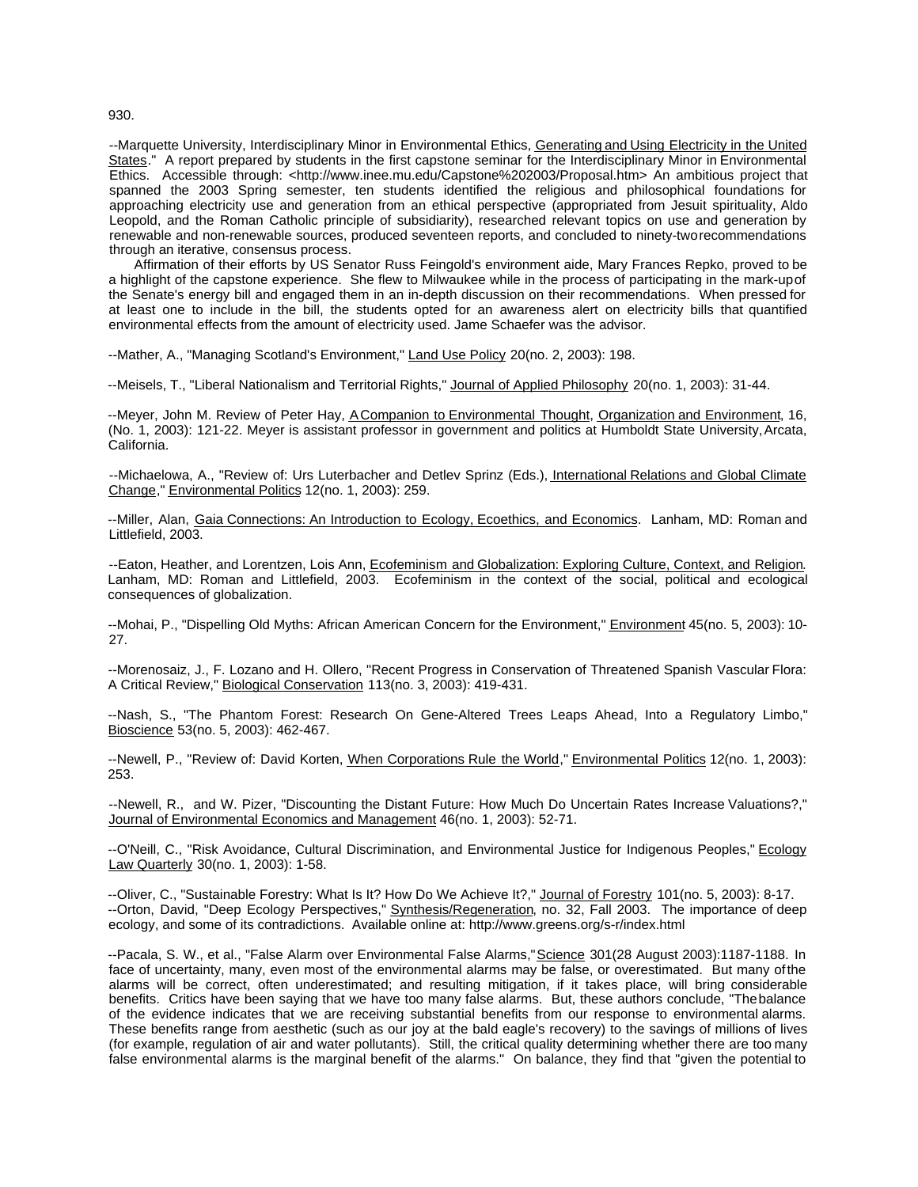930.

--Marquette University, Interdisciplinary Minor in Environmental Ethics, Generating and Using Electricity in the United States." A report prepared by students in the first capstone seminar for the Interdisciplinary Minor in Environmental Ethics. Accessible through: <http://www.inee.mu.edu/Capstone%202003/Proposal.htm> An ambitious project that spanned the 2003 Spring semester, ten students identified the religious and philosophical foundations for approaching electricity use and generation from an ethical perspective (appropriated from Jesuit spirituality, Aldo Leopold, and the Roman Catholic principle of subsidiarity), researched relevant topics on use and generation by renewable and non-renewable sources, produced seventeen reports, and concluded to ninety-two recommendations through an iterative, consensus process.

Affirmation of their efforts by US Senator Russ Feingold's environment aide, Mary Frances Repko, proved to be a highlight of the capstone experience. She flew to Milwaukee while in the process of participating in the mark-up of the Senate's energy bill and engaged them in an in-depth discussion on their recommendations. When pressed for at least one to include in the bill, the students opted for an awareness alert on electricity bills that quantified environmental effects from the amount of electricity used. Jame Schaefer was the advisor.

--Mather, A., "Managing Scotland's Environment," Land Use Policy 20(no. 2, 2003): 198.

--Meisels, T., "Liberal Nationalism and Territorial Rights," Journal of Applied Philosophy 20(no. 1, 2003): 31-44.

--Meyer, John M. Review of Peter Hay, A Companion to Environmental Thought, Organization and Environment, 16, (No. 1, 2003): 121-22. Meyer is assistant professor in government and politics at Humboldt State University, Arcata, California.

--Michaelowa, A., "Review of: Urs Luterbacher and Detlev Sprinz (Eds.), International Relations and Global Climate Change," Environmental Politics 12(no. 1, 2003): 259.

--Miller, Alan, Gaia Connections: An Introduction to Ecology, Ecoethics, and Economics. Lanham, MD: Roman and Littlefield, 2003.

--Eaton, Heather, and Lorentzen, Lois Ann, Ecofeminism and Globalization: Exploring Culture, Context, and Religion. Lanham, MD: Roman and Littlefield, 2003. Ecofeminism in the context of the social, political and ecological consequences of globalization.

--Mohai, P., "Dispelling Old Myths: African American Concern for the Environment," Environment 45(no. 5, 2003): 10-27.

--Morenosaiz, J., F. Lozano and H. Ollero, "Recent Progress in Conservation of Threatened Spanish Vascular Flora: A Critical Review," Biological Conservation 113(no. 3, 2003): 419-431.

--Nash, S., "The Phantom Forest: Research On Gene-Altered Trees Leaps Ahead, Into a Regulatory Limbo," Bioscience 53(no. 5, 2003): 462-467.

--Newell, P., "Review of: David Korten, When Corporations Rule the World," Environmental Politics 12(no. 1, 2003): 253.

--Newell, R., and W. Pizer, "Discounting the Distant Future: How Much Do Uncertain Rates Increase Valuations?," Journal of Environmental Economics and Management 46(no. 1, 2003): 52-71.

--O'Neill, C., "Risk Avoidance, Cultural Discrimination, and Environmental Justice for Indigenous Peoples," Ecology Law Quarterly 30(no. 1, 2003): 1-58.

--Oliver, C., "Sustainable Forestry: What Is It? How Do We Achieve It?," Journal of Forestry 101(no. 5, 2003): 8-17.
--Orton, David, "Deep Ecology Perspectives," Synthesis/Regeneration, no. 32, Fall 2003. The importance of deep ecology, and some of its contradictions. Available online at: http://www.greens.org/s-r/index.html

--Pacala, S. W., et al., "False Alarm over Environmental False Alarms," Science 301(28 August 2003):1187-1188. In face of uncertainty, many, even most of the environmental alarms may be false, or overestimated. But many of the alarms will be correct, often underestimated; and resulting mitigation, if it takes place, will bring considerable benefits. Critics have been saying that we have too many false alarms. But, these authors conclude, "The balance of the evidence indicates that we are receiving substantial benefits from our response to environmental alarms. These benefits range from aesthetic (such as our joy at the bald eagle's recovery) to the savings of millions of lives (for example, regulation of air and water pollutants). Still, the critical quality determining whether there are too many false environmental alarms is the marginal benefit of the alarms." On balance, they find that "given the potential to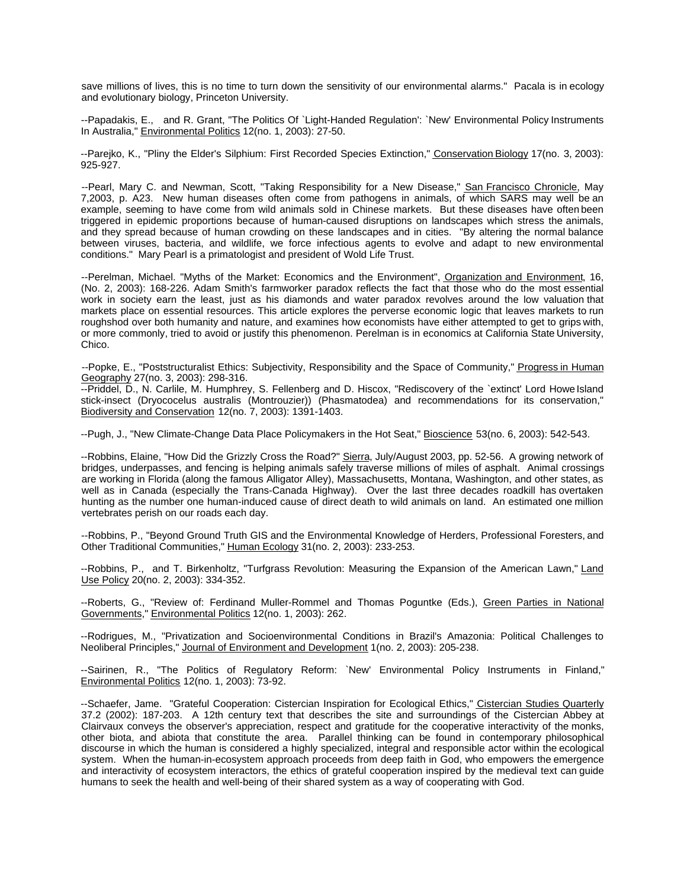save millions of lives, this is no time to turn down the sensitivity of our environmental alarms." Pacala is in ecology and evolutionary biology, Princeton University.

--Papadakis, E., and R. Grant, "The Politics Of `Light-Handed Regulation': `New' Environmental Policy Instruments In Australia," Environmental Politics 12(no. 1, 2003): 27-50.

--Parejko, K., "Pliny the Elder's Silphium: First Recorded Species Extinction," Conservation Biology 17(no. 3, 2003): 925-927.

--Pearl, Mary C. and Newman, Scott, "Taking Responsibility for a New Disease," San Francisco Chronicle, May 7,2003, p. A23. New human diseases often come from pathogens in animals, of which SARS may well be an example, seeming to have come from wild animals sold in Chinese markets. But these diseases have often been triggered in epidemic proportions because of human-caused disruptions on landscapes which stress the animals, and they spread because of human crowding on these landscapes and in cities. "By altering the normal balance between viruses, bacteria, and wildlife, we force infectious agents to evolve and adapt to new environmental conditions." Mary Pearl is a primatologist and president of Wold Life Trust.

--Perelman, Michael. "Myths of the Market: Economics and the Environment", Organization and Environment, 16, (No. 2, 2003): 168-226. Adam Smith's farmworker paradox reflects the fact that those who do the most essential work in society earn the least, just as his diamonds and water paradox revolves around the low valuation that markets place on essential resources. This article explores the perverse economic logic that leaves markets to run roughshod over both humanity and nature, and examines how economists have either attempted to get to grips with, or more commonly, tried to avoid or justify this phenomenon. Perelman is in economics at California State University, Chico.

--Popke, E., "Poststructuralist Ethics: Subjectivity, Responsibility and the Space of Community," Progress in Human Geography 27(no. 3, 2003): 298-316.

--Priddel, D., N. Carlile, M. Humphrey, S. Fellenberg and D. Hiscox, "Rediscovery of the `extinct' Lord Howe Island stick-insect (Dryococelus australis (Montrouzier)) (Phasmatodea) and recommendations for its conservation," Biodiversity and Conservation 12(no. 7, 2003): 1391-1403.

--Pugh, J., "New Climate-Change Data Place Policymakers in the Hot Seat," Bioscience 53(no. 6, 2003): 542-543.

--Robbins, Elaine, "How Did the Grizzly Cross the Road?" Sierra, July/August 2003, pp. 52-56. A growing network of bridges, underpasses, and fencing is helping animals safely traverse millions of miles of asphalt. Animal crossings are working in Florida (along the famous Alligator Alley), Massachusetts, Montana, Washington, and other states, as well as in Canada (especially the Trans-Canada Highway). Over the last three decades roadkill has overtaken hunting as the number one human-induced cause of direct death to wild animals on land. An estimated one million vertebrates perish on our roads each day.

--Robbins, P., "Beyond Ground Truth GIS and the Environmental Knowledge of Herders, Professional Foresters, and Other Traditional Communities," Human Ecology 31(no. 2, 2003): 233-253.

--Robbins, P., and T. Birkenholtz, "Turfgrass Revolution: Measuring the Expansion of the American Lawn," Land Use Policy 20(no. 2, 2003): 334-352.

--Roberts, G., "Review of: Ferdinand Muller-Rommel and Thomas Poguntke (Eds.), Green Parties in National Governments," Environmental Politics 12(no. 1, 2003): 262.

--Rodrigues, M., "Privatization and Socioenvironmental Conditions in Brazil's Amazonia: Political Challenges to Neoliberal Principles," Journal of Environment and Development 1(no. 2, 2003): 205-238.

--Sairinen, R., "The Politics of Regulatory Reform: `New' Environmental Policy Instruments in Finland," Environmental Politics 12(no. 1, 2003): 73-92.

--Schaefer, Jame. "Grateful Cooperation: Cistercian Inspiration for Ecological Ethics," Cistercian Studies Quarterly 37.2 (2002): 187-203. A 12th century text that describes the site and surroundings of the Cistercian Abbey at Clairvaux conveys the observer's appreciation, respect and gratitude for the cooperative interactivity of the monks, other biota, and abiota that constitute the area. Parallel thinking can be found in contemporary philosophical discourse in which the human is considered a highly specialized, integral and responsible actor within the ecological system. When the human-in-ecosystem approach proceeds from deep faith in God, who empowers the emergence and interactivity of ecosystem interactors, the ethics of grateful cooperation inspired by the medieval text can guide humans to seek the health and well-being of their shared system as a way of cooperating with God.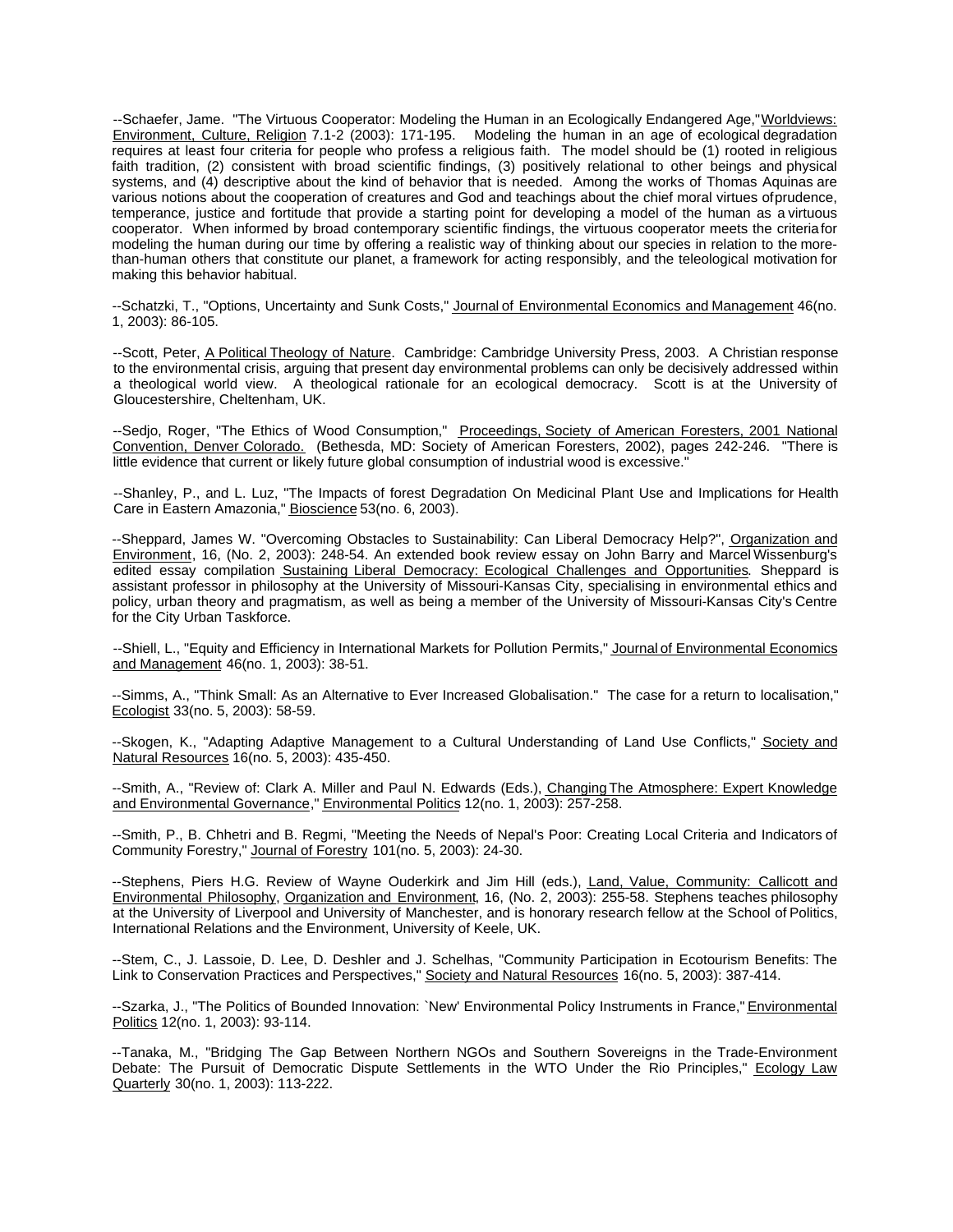--Schaefer, Jame. "The Virtuous Cooperator: Modeling the Human in an Ecologically Endangered Age," Worldviews: Environment, Culture, Religion 7.1-2 (2003): 171-195. Modeling the human in an age of ecological degradation requires at least four criteria for people who profess a religious faith. The model should be (1) rooted in religious faith tradition, (2) consistent with broad scientific findings, (3) positively relational to other beings and physical systems, and (4) descriptive about the kind of behavior that is needed. Among the works of Thomas Aquinas are various notions about the cooperation of creatures and God and teachings about the chief moral virtues of prudence, temperance, justice and fortitude that provide a starting point for developing a model of the human as a virtuous cooperator. When informed by broad contemporary scientific findings, the virtuous cooperator meets the criteria for modeling the human during our time by offering a realistic way of thinking about our species in relation to the more-than-human others that constitute our planet, a framework for acting responsibly, and the teleological motivation for making this behavior habitual.

--Schatzki, T., "Options, Uncertainty and Sunk Costs," Journal of Environmental Economics and Management 46(no. 1, 2003): 86-105.

--Scott, Peter, A Political Theology of Nature. Cambridge: Cambridge University Press, 2003. A Christian response to the environmental crisis, arguing that present day environmental problems can only be decisively addressed within a theological world view. A theological rationale for an ecological democracy. Scott is at the University of Gloucestershire, Cheltenham, UK.

--Sedjo, Roger, "The Ethics of Wood Consumption," Proceedings, Society of American Foresters, 2001 National Convention, Denver Colorado. (Bethesda, MD: Society of American Foresters, 2002), pages 242-246. "There is little evidence that current or likely future global consumption of industrial wood is excessive."

--Shanley, P., and L. Luz, "The Impacts of forest Degradation On Medicinal Plant Use and Implications for Health Care in Eastern Amazonia," Bioscience 53(no. 6, 2003).

--Sheppard, James W. "Overcoming Obstacles to Sustainability: Can Liberal Democracy Help?", Organization and Environment, 16, (No. 2, 2003): 248-54. An extended book review essay on John Barry and Marcel Wissenburg's edited essay compilation Sustaining Liberal Democracy: Ecological Challenges and Opportunities. Sheppard is assistant professor in philosophy at the University of Missouri-Kansas City, specialising in environmental ethics and policy, urban theory and pragmatism, as well as being a member of the University of Missouri-Kansas City's Centre for the City Urban Taskforce.

--Shiell, L., "Equity and Efficiency in International Markets for Pollution Permits," Journal of Environmental Economics and Management 46(no. 1, 2003): 38-51.

--Simms, A., "Think Small: As an Alternative to Ever Increased Globalisation." The case for a return to localisation," Ecologist 33(no. 5, 2003): 58-59.

--Skogen, K., "Adapting Adaptive Management to a Cultural Understanding of Land Use Conflicts," Society and Natural Resources 16(no. 5, 2003): 435-450.

--Smith, A., "Review of: Clark A. Miller and Paul N. Edwards (Eds.), Changing The Atmosphere: Expert Knowledge and Environmental Governance," Environmental Politics 12(no. 1, 2003): 257-258.

--Smith, P., B. Chhetri and B. Regmi, "Meeting the Needs of Nepal's Poor: Creating Local Criteria and Indicators of Community Forestry," Journal of Forestry 101(no. 5, 2003): 24-30.

--Stephens, Piers H.G. Review of Wayne Ouderkirk and Jim Hill (eds.), Land, Value, Community: Callicott and Environmental Philosophy, Organization and Environment, 16, (No. 2, 2003): 255-58. Stephens teaches philosophy at the University of Liverpool and University of Manchester, and is honorary research fellow at the School of Politics, International Relations and the Environment, University of Keele, UK.

--Stem, C., J. Lassoie, D. Lee, D. Deshler and J. Schelhas, "Community Participation in Ecotourism Benefits: The Link to Conservation Practices and Perspectives," Society and Natural Resources 16(no. 5, 2003): 387-414.

--Szarka, J., "The Politics of Bounded Innovation: `New' Environmental Policy Instruments in France," Environmental Politics 12(no. 1, 2003): 93-114.

--Tanaka, M., "Bridging The Gap Between Northern NGOs and Southern Sovereigns in the Trade-Environment Debate: The Pursuit of Democratic Dispute Settlements in the WTO Under the Rio Principles," Ecology Law Quarterly 30(no. 1, 2003): 113-222.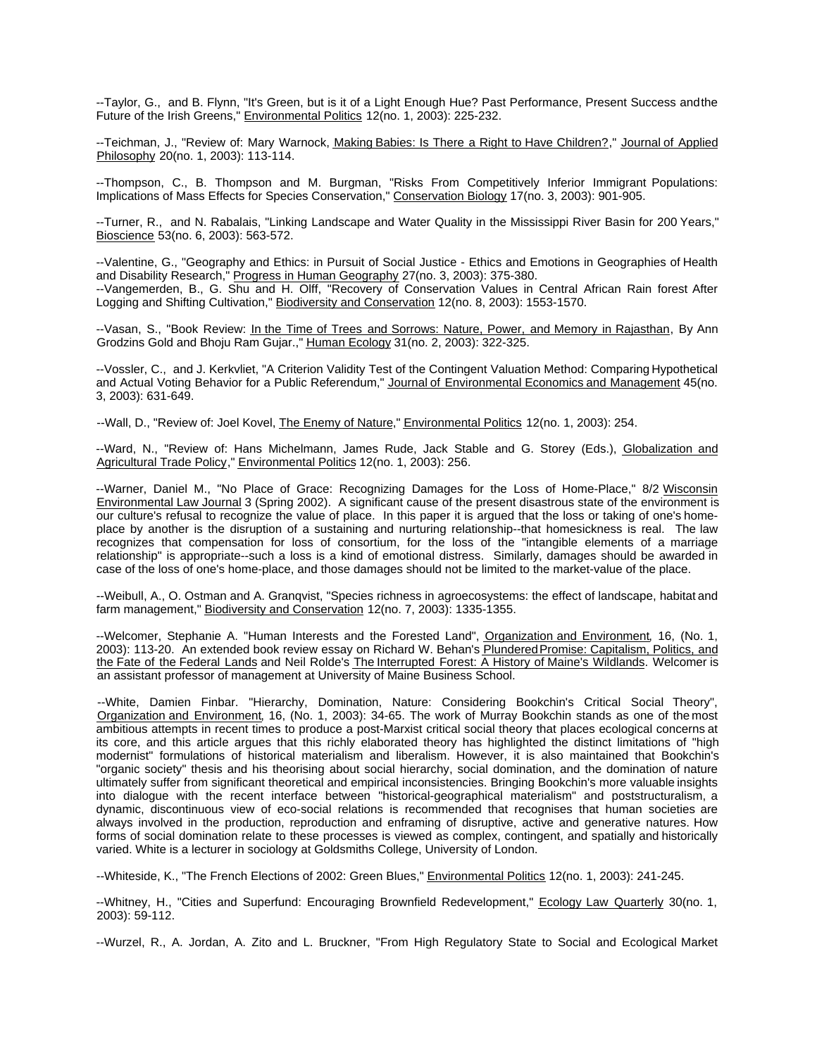--Taylor, G., and B. Flynn, "It's Green, but is it of a Light Enough Hue? Past Performance, Present Success and the Future of the Irish Greens," Environmental Politics 12(no. 1, 2003): 225-232.

--Teichman, J., "Review of: Mary Warnock, Making Babies: Is There a Right to Have Children?," Journal of Applied Philosophy 20(no. 1, 2003): 113-114.

--Thompson, C., B. Thompson and M. Burgman, "Risks From Competitively Inferior Immigrant Populations: Implications of Mass Effects for Species Conservation," Conservation Biology 17(no. 3, 2003): 901-905.

--Turner, R., and N. Rabalais, "Linking Landscape and Water Quality in the Mississippi River Basin for 200 Years," Bioscience 53(no. 6, 2003): 563-572.

--Valentine, G., "Geography and Ethics: in Pursuit of Social Justice - Ethics and Emotions in Geographies of Health and Disability Research," Progress in Human Geography 27(no. 3, 2003): 375-380.

--Vangemerden, B., G. Shu and H. Olff, "Recovery of Conservation Values in Central African Rain forest After Logging and Shifting Cultivation," Biodiversity and Conservation 12(no. 8, 2003): 1553-1570.

--Vasan, S., "Book Review: In the Time of Trees and Sorrows: Nature, Power, and Memory in Rajasthan, By Ann Grodzins Gold and Bhoju Ram Gujar.," Human Ecology 31(no. 2, 2003): 322-325.

--Vossler, C., and J. Kerkvliet, "A Criterion Validity Test of the Contingent Valuation Method: Comparing Hypothetical and Actual Voting Behavior for a Public Referendum," Journal of Environmental Economics and Management 45(no. 3, 2003): 631-649.

--Wall, D., "Review of: Joel Kovel, The Enemy of Nature," Environmental Politics 12(no. 1, 2003): 254.

--Ward, N., "Review of: Hans Michelmann, James Rude, Jack Stable and G. Storey (Eds.), Globalization and Agricultural Trade Policy," Environmental Politics 12(no. 1, 2003): 256.

--Warner, Daniel M., "No Place of Grace: Recognizing Damages for the Loss of Home-Place," 8/2 Wisconsin Environmental Law Journal 3 (Spring 2002). A significant cause of the present disastrous state of the environment is our culture's refusal to recognize the value of place. In this paper it is argued that the loss or taking of one's home-place by another is the disruption of a sustaining and nurturing relationship--that homesickness is real. The law recognizes that compensation for loss of consortium, for the loss of the "intangible elements of a marriage relationship" is appropriate--such a loss is a kind of emotional distress. Similarly, damages should be awarded in case of the loss of one's home-place, and those damages should not be limited to the market-value of the place.

--Weibull, A., O. Ostman and A. Granqvist, "Species richness in agroecosystems: the effect of landscape, habitat and farm management," Biodiversity and Conservation 12(no. 7, 2003): 1335-1355.

--Welcomer, Stephanie A. "Human Interests and the Forested Land", Organization and Environment, 16, (No. 1, 2003): 113-20. An extended book review essay on Richard W. Behan's Plundered Promise: Capitalism, Politics, and the Fate of the Federal Lands and Neil Rolde's The Interrupted Forest: A History of Maine's Wildlands. Welcomer is an assistant professor of management at University of Maine Business School.

--White, Damien Finbar. "Hierarchy, Domination, Nature: Considering Bookchin's Critical Social Theory", Organization and Environment, 16, (No. 1, 2003): 34-65. The work of Murray Bookchin stands as one of the most ambitious attempts in recent times to produce a post-Marxist critical social theory that places ecological concerns at its core, and this article argues that this richly elaborated theory has highlighted the distinct limitations of "high modernist" formulations of historical materialism and liberalism. However, it is also maintained that Bookchin's "organic society" thesis and his theorising about social hierarchy, social domination, and the domination of nature ultimately suffer from significant theoretical and empirical inconsistencies. Bringing Bookchin's more valuable insights into dialogue with the recent interface between "historical-geographical materialism" and poststructuralism, a dynamic, discontinuous view of eco-social relations is recommended that recognises that human societies are always involved in the production, reproduction and enframing of disruptive, active and generative natures. How forms of social domination relate to these processes is viewed as complex, contingent, and spatially and historically varied. White is a lecturer in sociology at Goldsmiths College, University of London.

--Whiteside, K., "The French Elections of 2002: Green Blues," Environmental Politics 12(no. 1, 2003): 241-245.

--Whitney, H., "Cities and Superfund: Encouraging Brownfield Redevelopment," Ecology Law Quarterly 30(no. 1, 2003): 59-112.

--Wurzel, R., A. Jordan, A. Zito and L. Bruckner, "From High Regulatory State to Social and Ecological Market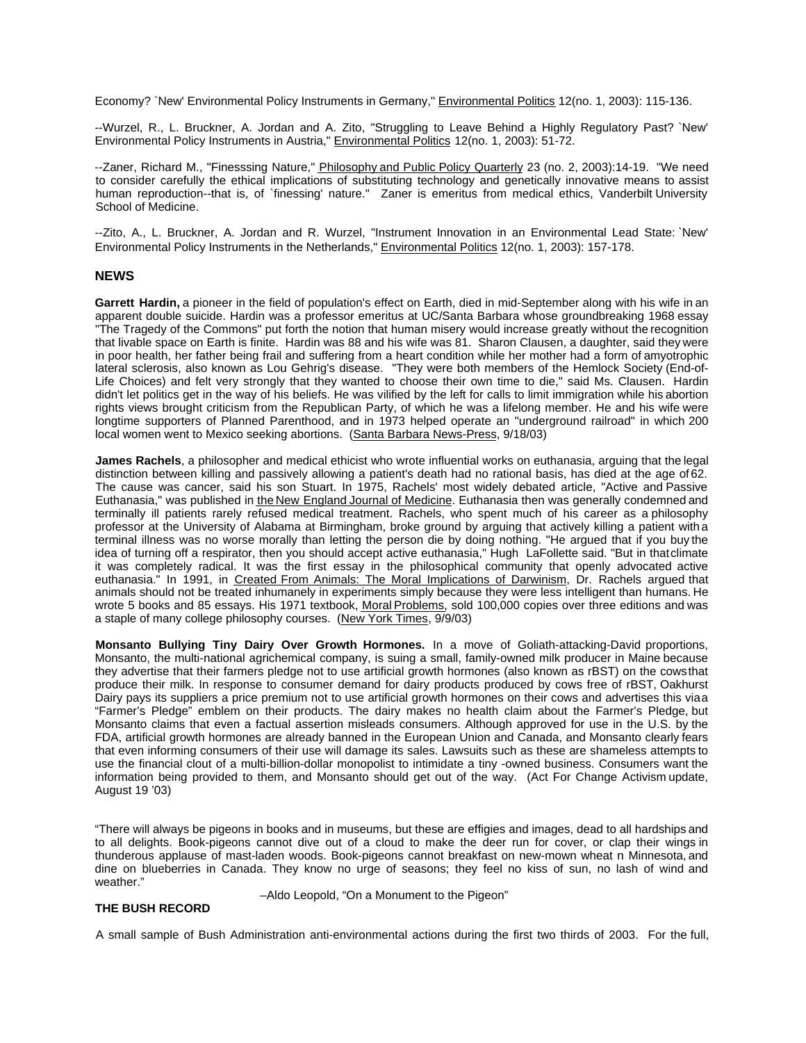Economy? `New' Environmental Policy Instruments in Germany," Environmental Politics 12(no. 1, 2003): 115-136.

--Wurzel, R., L. Bruckner, A. Jordan and A. Zito, "Struggling to Leave Behind a Highly Regulatory Past? `New' Environmental Policy Instruments in Austria," Environmental Politics 12(no. 1, 2003): 51-72.

--Zaner, Richard M., "Finesssing Nature," Philosophy and Public Policy Quarterly 23 (no. 2, 2003):14-19. "We need to consider carefully the ethical implications of substituting technology and genetically innovative means to assist human reproduction--that is, of `finessing' nature." Zaner is emeritus from medical ethics, Vanderbilt University School of Medicine.

--Zito, A., L. Bruckner, A. Jordan and R. Wurzel, "Instrument Innovation in an Environmental Lead State: `New' Environmental Policy Instruments in the Netherlands," Environmental Politics 12(no. 1, 2003): 157-178.

## NEWS

**Garrett Hardin,** a pioneer in the field of population's effect on Earth, died in mid-September along with his wife in an apparent double suicide. Hardin was a professor emeritus at UC/Santa Barbara whose groundbreaking 1968 essay "The Tragedy of the Commons" put forth the notion that human misery would increase greatly without the recognition that livable space on Earth is finite. Hardin was 88 and his wife was 81. Sharon Clausen, a daughter, said they were in poor health, her father being frail and suffering from a heart condition while her mother had a form of amyotrophic lateral sclerosis, also known as Lou Gehrig's disease. "They were both members of the Hemlock Society (End-of-Life Choices) and felt very strongly that they wanted to choose their own time to die," said Ms. Clausen. Hardin didn't let politics get in the way of his beliefs. He was vilified by the left for calls to limit immigration while his abortion rights views brought criticism from the Republican Party, of which he was a lifelong member. He and his wife were longtime supporters of Planned Parenthood, and in 1973 helped operate an "underground railroad" in which 200 local women went to Mexico seeking abortions. (Santa Barbara News-Press, 9/18/03)

**James Rachels**, a philosopher and medical ethicist who wrote influential works on euthanasia, arguing that the legal distinction between killing and passively allowing a patient's death had no rational basis, has died at the age of 62. The cause was cancer, said his son Stuart. In 1975, Rachels' most widely debated article, "Active and Passive Euthanasia," was published in the New England Journal of Medicine. Euthanasia then was generally condemned and terminally ill patients rarely refused medical treatment. Rachels, who spent much of his career as a philosophy professor at the University of Alabama at Birmingham, broke ground by arguing that actively killing a patient with a terminal illness was no worse morally than letting the person die by doing nothing. "He argued that if you buy the idea of turning off a respirator, then you should accept active euthanasia," Hugh LaFollette said. "But in that climate it was completely radical. It was the first essay in the philosophical community that openly advocated active euthanasia." In 1991, in Created From Animals: The Moral Implications of Darwinism, Dr. Rachels argued that animals should not be treated inhumanely in experiments simply because they were less intelligent than humans. He wrote 5 books and 85 essays. His 1971 textbook, Moral Problems, sold 100,000 copies over three editions and was a staple of many college philosophy courses. (New York Times, 9/9/03)

**Monsanto Bullying Tiny Dairy Over Growth Hormones.** In a move of Goliath-attacking-David proportions, Monsanto, the multi-national agrichemical company, is suing a small, family-owned milk producer in Maine because they advertise that their farmers pledge not to use artificial growth hormones (also known as rBST) on the cows that produce their milk. In response to consumer demand for dairy products produced by cows free of rBST, Oakhurst Dairy pays its suppliers a price premium not to use artificial growth hormones on their cows and advertises this via a "Farmer's Pledge" emblem on their products. The dairy makes no health claim about the Farmer's Pledge, but Monsanto claims that even a factual assertion misleads consumers. Although approved for use in the U.S. by the FDA, artificial growth hormones are already banned in the European Union and Canada, and Monsanto clearly fears that even informing consumers of their use will damage its sales. Lawsuits such as these are shameless attempts to use the financial clout of a multi-billion-dollar monopolist to intimidate a tiny -owned business. Consumers want the information being provided to them, and Monsanto should get out of the way. (Act For Change Activism update, August 19 '03)

"There will always be pigeons in books and in museums, but these are effigies and images, dead to all hardships and to all delights. Book-pigeons cannot dive out of a cloud to make the deer run for cover, or clap their wings in thunderous applause of mast-laden woods. Book-pigeons cannot breakfast on new-mown wheat n Minnesota, and dine on blueberries in Canada. They know no urge of seasons; they feel no kiss of sun, no lash of wind and weather."

–Aldo Leopold, "On a Monument to the Pigeon"

### THE BUSH RECORD

A small sample of Bush Administration anti-environmental actions during the first two thirds of 2003. For the full,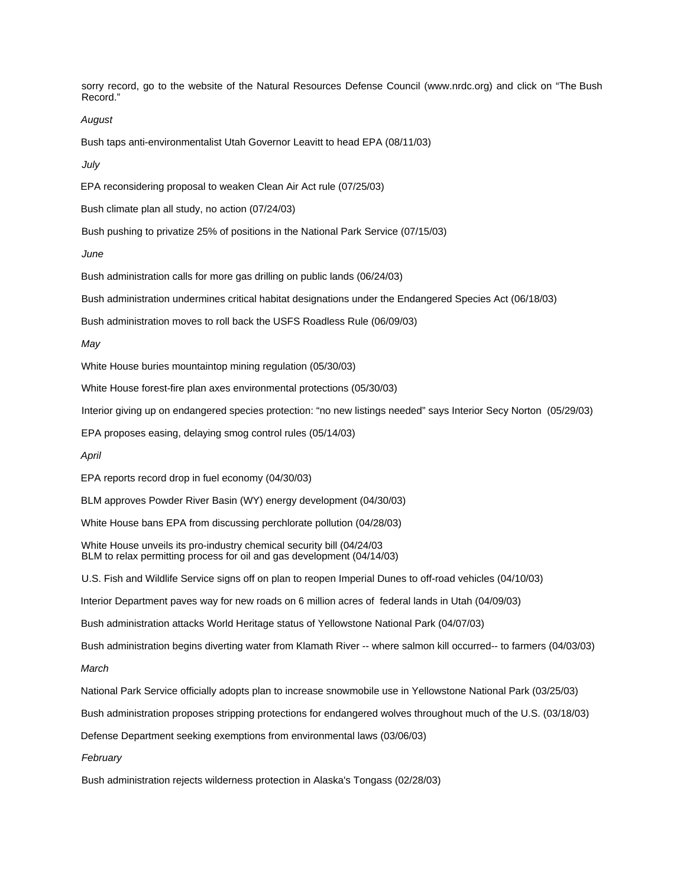sorry record, go to the website of the Natural Resources Defense Council (www.nrdc.org) and click on "The Bush Record."

*August*

Bush taps anti-environmentalist Utah Governor Leavitt to head EPA (08/11/03)

*July*

EPA reconsidering proposal to weaken Clean Air Act rule (07/25/03)

Bush climate plan all study, no action (07/24/03)

Bush pushing to privatize 25% of positions in the National Park Service (07/15/03)

*June*

Bush administration calls for more gas drilling on public lands (06/24/03)

Bush administration undermines critical habitat designations under the Endangered Species Act (06/18/03)

Bush administration moves to roll back the USFS Roadless Rule (06/09/03)

*May*

White House buries mountaintop mining regulation (05/30/03)

White House forest-fire plan axes environmental protections (05/30/03)

Interior giving up on endangered species protection: "no new listings needed" says Interior Secy Norton (05/29/03)

EPA proposes easing, delaying smog control rules (05/14/03)

*April*

EPA reports record drop in fuel economy (04/30/03)

BLM approves Powder River Basin (WY) energy development (04/30/03)

White House bans EPA from discussing perchlorate pollution (04/28/03)

White House unveils its pro-industry chemical security bill (04/24/03
BLM to relax permitting process for oil and gas development (04/14/03)

U.S. Fish and Wildlife Service signs off on plan to reopen Imperial Dunes to off-road vehicles (04/10/03)

Interior Department paves way for new roads on 6 million acres of federal lands in Utah (04/09/03)

Bush administration attacks World Heritage status of Yellowstone National Park (04/07/03)

Bush administration begins diverting water from Klamath River -- where salmon kill occurred-- to farmers (04/03/03)

*March*

National Park Service officially adopts plan to increase snowmobile use in Yellowstone National Park (03/25/03)

Bush administration proposes stripping protections for endangered wolves throughout much of the U.S. (03/18/03)

Defense Department seeking exemptions from environmental laws (03/06/03)

*February*

Bush administration rejects wilderness protection in Alaska's Tongass (02/28/03)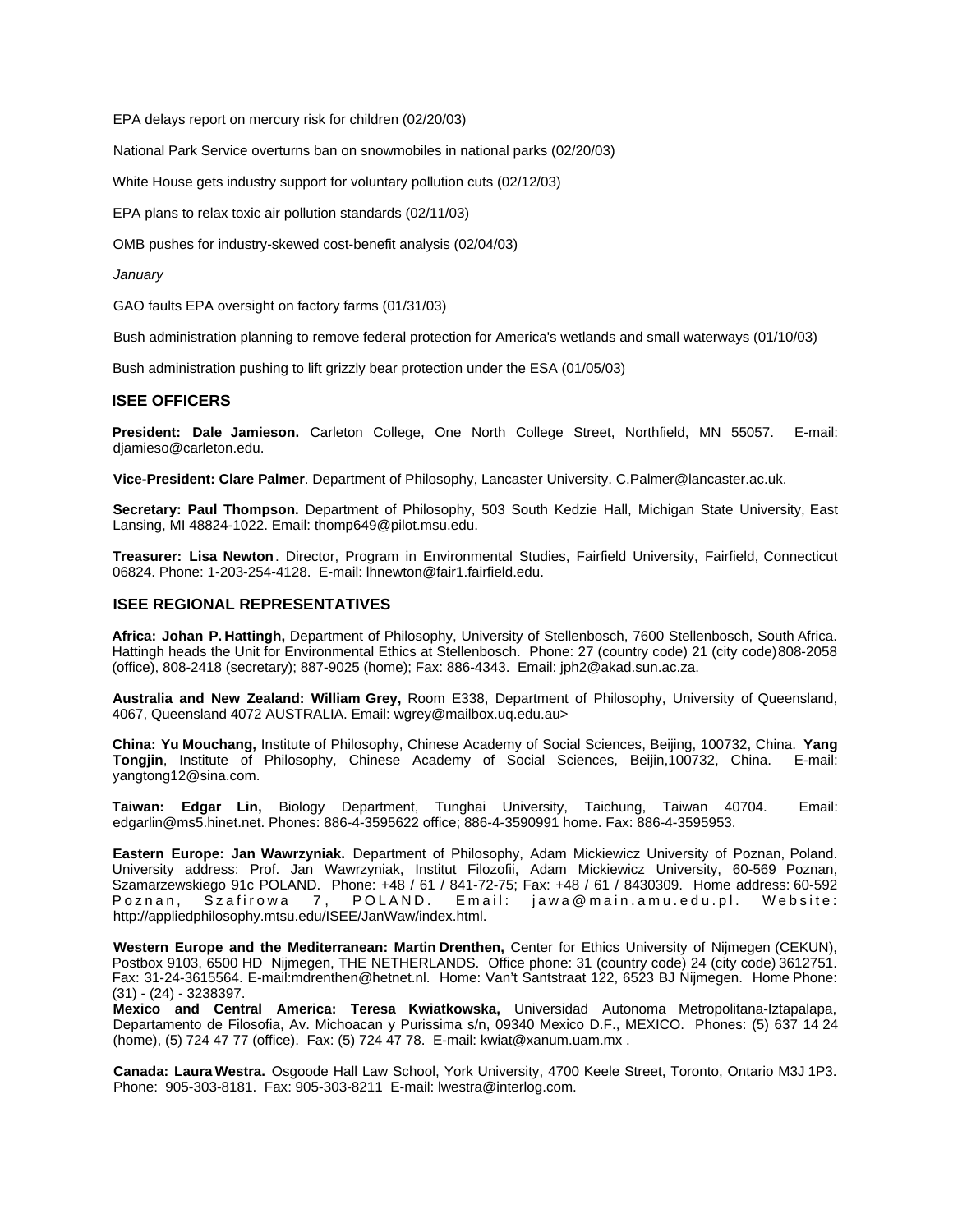EPA delays report on mercury risk for children (02/20/03)

National Park Service overturns ban on snowmobiles in national parks (02/20/03)

White House gets industry support for voluntary pollution cuts (02/12/03)

EPA plans to relax toxic air pollution standards (02/11/03)

OMB pushes for industry-skewed cost-benefit analysis (02/04/03)

*January*

GAO faults EPA oversight on factory farms (01/31/03)

Bush administration planning to remove federal protection for America's wetlands and small waterways (01/10/03)

Bush administration pushing to lift grizzly bear protection under the ESA (01/05/03)

## ISEE OFFICERS

**President: Dale Jamieson.** Carleton College, One North College Street, Northfield, MN 55057. E-mail: djamieso@carleton.edu.

**Vice-President: Clare Palmer**. Department of Philosophy, Lancaster University. C.Palmer@lancaster.ac.uk.

**Secretary: Paul Thompson.** Department of Philosophy, 503 South Kedzie Hall, Michigan State University, East Lansing, MI 48824-1022. Email: thomp649@pilot.msu.edu.

**Treasurer: Lisa Newton**. Director, Program in Environmental Studies, Fairfield University, Fairfield, Connecticut 06824. Phone: 1-203-254-4128. E-mail: lhnewton@fair1.fairfield.edu.

## ISEE REGIONAL REPRESENTATIVES

**Africa: Johan P. Hattingh,** Department of Philosophy, University of Stellenbosch, 7600 Stellenbosch, South Africa. Hattingh heads the Unit for Environmental Ethics at Stellenbosch. Phone: 27 (country code) 21 (city code) 808-2058 (office), 808-2418 (secretary); 887-9025 (home); Fax: 886-4343. Email: jph2@akad.sun.ac.za.

**Australia and New Zealand: William Grey,** Room E338, Department of Philosophy, University of Queensland, 4067, Queensland 4072 AUSTRALIA. Email: wgrey@mailbox.uq.edu.au>

**China: Yu Mouchang,** Institute of Philosophy, Chinese Academy of Social Sciences, Beijing, 100732, China. **Yang Tongjin**, Institute of Philosophy, Chinese Academy of Social Sciences, Beijin,100732, China. E-mail: yangtong12@sina.com.

**Taiwan: Edgar Lin,** Biology Department, Tunghai University, Taichung, Taiwan 40704. Email: edgarlin@ms5.hinet.net. Phones: 886-4-3595622 office; 886-4-3590991 home. Fax: 886-4-3595953.

**Eastern Europe: Jan Wawrzyniak.** Department of Philosophy, Adam Mickiewicz University of Poznan, Poland. University address: Prof. Jan Wawrzyniak, Institut Filozofii, Adam Mickiewicz University, 60-569 Poznan, Szamarzewskiego 91c POLAND. Phone: +48 / 61 / 841-72-75; Fax: +48 / 61 / 8430309. Home address: 60-592 Poznan, Szafirowa 7, POLAND. Email: jawa@main.amu.edu.pl. Website: http://appliedphilosophy.mtsu.edu/ISEE/JanWaw/index.html.

**Western Europe and the Mediterranean: Martin Drenthen,** Center for Ethics University of Nijmegen (CEKUN), Postbox 9103, 6500 HD Nijmegen, THE NETHERLANDS. Office phone: 31 (country code) 24 (city code) 3612751. Fax: 31-24-3615564. E-mail:mdrenthen@hetnet.nl. Home: Van't Santstraat 122, 6523 BJ Nijmegen. Home Phone: (31) - (24) - 3238397.

**Mexico and Central America: Teresa Kwiatkowska,** Universidad Autonoma Metropolitana-Iztapalapa, Departamento de Filosofia, Av. Michoacan y Purissima s/n, 09340 Mexico D.F., MEXICO. Phones: (5) 637 14 24 (home), (5) 724 47 77 (office). Fax: (5) 724 47 78. E-mail: kwiat@xanum.uam.mx .

**Canada: Laura Westra.** Osgoode Hall Law School, York University, 4700 Keele Street, Toronto, Ontario M3J 1P3. Phone: 905-303-8181. Fax: 905-303-8211 E-mail: lwestra@interlog.com.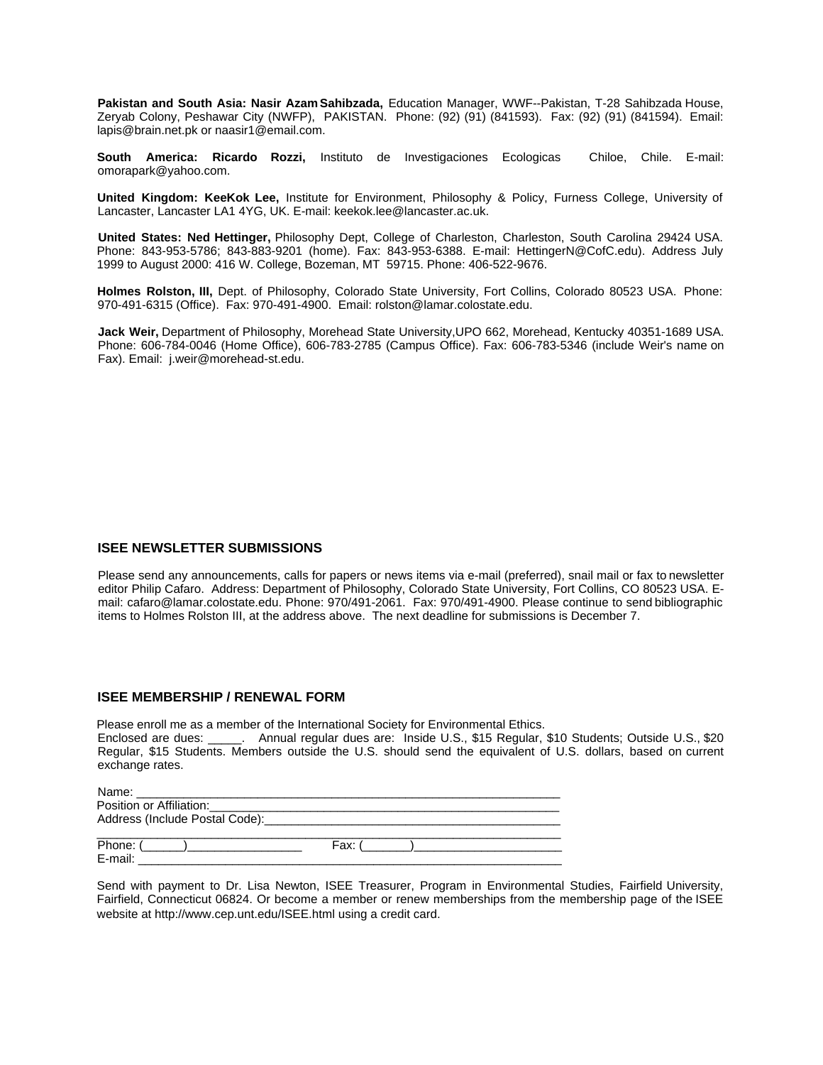**Pakistan and South Asia: Nasir Azam Sahibzada,** Education Manager, WWF--Pakistan, T-28 Sahibzada House, Zeryab Colony, Peshawar City (NWFP), PAKISTAN. Phone: (92) (91) (841593). Fax: (92) (91) (841594). Email: lapis@brain.net.pk or naasir1@email.com.

**South America: Ricardo Rozzi,** Instituto de Investigaciones Ecologicas Chiloe, Chile. E-mail: omorapark@yahoo.com.

**United Kingdom: KeeKok Lee,** Institute for Environment, Philosophy & Policy, Furness College, University of Lancaster, Lancaster LA1 4YG, UK. E-mail: keekok.lee@lancaster.ac.uk.

**United States: Ned Hettinger,** Philosophy Dept, College of Charleston, Charleston, South Carolina 29424 USA. Phone: 843-953-5786; 843-883-9201 (home). Fax: 843-953-6388. E-mail: HettingerN@CofC.edu). Address July 1999 to August 2000: 416 W. College, Bozeman, MT 59715. Phone: 406-522-9676.

**Holmes Rolston, III,** Dept. of Philosophy, Colorado State University, Fort Collins, Colorado 80523 USA. Phone: 970-491-6315 (Office). Fax: 970-491-4900. Email: rolston@lamar.colostate.edu.

**Jack Weir,** Department of Philosophy, Morehead State University,UPO 662, Morehead, Kentucky 40351-1689 USA. Phone: 606-784-0046 (Home Office), 606-783-2785 (Campus Office). Fax: 606-783-5346 (include Weir's name on Fax). Email: j.weir@morehead-st.edu.

## ISEE NEWSLETTER SUBMISSIONS

Please send any announcements, calls for papers or news items via e-mail (preferred), snail mail or fax to newsletter editor Philip Cafaro. Address: Department of Philosophy, Colorado State University, Fort Collins, CO 80523 USA. E-mail: cafaro@lamar.colostate.edu. Phone: 970/491-2061. Fax: 970/491-4900. Please continue to send bibliographic items to Holmes Rolston III, at the address above. The next deadline for submissions is December 7.

## ISEE MEMBERSHIP / RENEWAL FORM

Please enroll me as a member of the International Society for Environmental Ethics.
Enclosed are dues: _____. Annual regular dues are: Inside U.S., $15 Regular, $10 Students; Outside U.S., $20 Regular, $15 Students. Members outside the U.S. should send the equivalent of U.S. dollars, based on current exchange rates.

Name: ________________________________________________________________
Position or Affiliation:_______________________________________________________
Address (Include Postal Code):_________________________________________________
____________________________________________________________________
Phone: (______)_________________ Fax: (_______)______________________
E-mail: ________________________________________________________________

Send with payment to Dr. Lisa Newton, ISEE Treasurer, Program in Environmental Studies, Fairfield University, Fairfield, Connecticut 06824. Or become a member or renew memberships from the membership page of the ISEE website at http://www.cep.unt.edu/ISEE.html using a credit card.